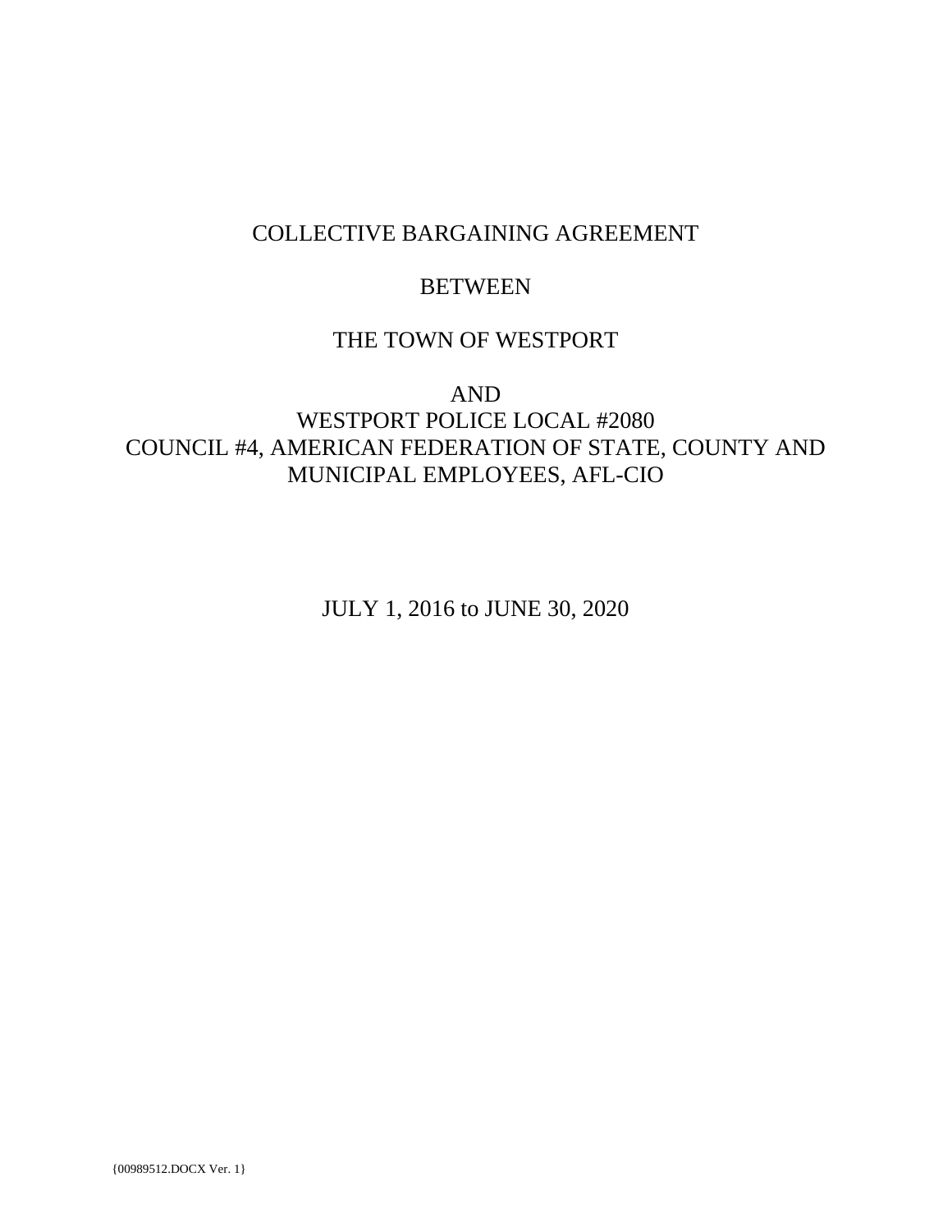# COLLECTIVE BARGAINING AGREEMENT

## BETWEEN

## THE TOWN OF WESTPORT

## AND
## WESTPORT POLICE LOCAL #2080
## COUNCIL #4, AMERICAN FEDERATION OF STATE, COUNTY AND MUNICIPAL EMPLOYEES, AFL-CIO

JULY 1, 2016 to JUNE 30, 2020

{00989512.DOCX Ver. 1}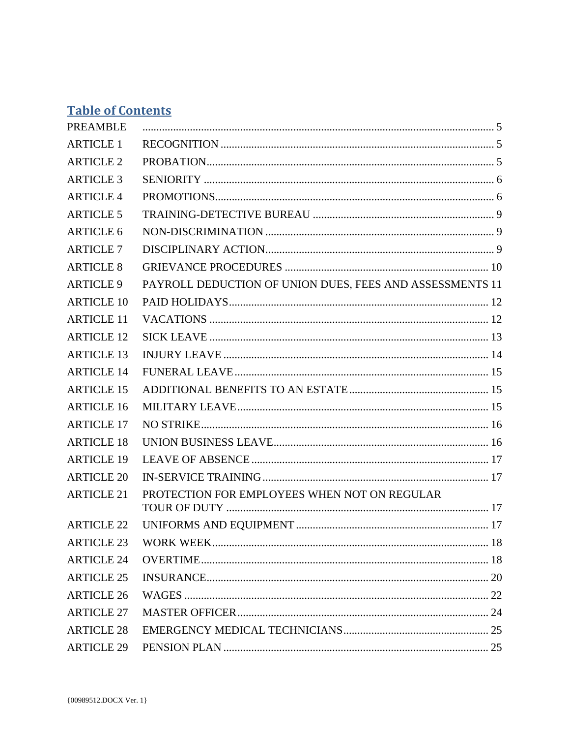## Table of Contents

| | | |
|---|---|---|
| PREAMBLE | | 5 |
| ARTICLE 1 | RECOGNITION | 5 |
| ARTICLE 2 | PROBATION | 5 |
| ARTICLE 3 | SENIORITY | 6 |
| ARTICLE 4 | PROMOTIONS | 6 |
| ARTICLE 5 | TRAINING-DETECTIVE BUREAU | 9 |
| ARTICLE 6 | NON-DISCRIMINATION | 9 |
| ARTICLE 7 | DISCIPLINARY ACTION | 9 |
| ARTICLE 8 | GRIEVANCE PROCEDURES | 10 |
| ARTICLE 9 | PAYROLL DEDUCTION OF UNION DUES, FEES AND ASSESSMENTS | 11 |
| ARTICLE 10 | PAID HOLIDAYS | 12 |
| ARTICLE 11 | VACATIONS | 12 |
| ARTICLE 12 | SICK LEAVE | 13 |
| ARTICLE 13 | INJURY LEAVE | 14 |
| ARTICLE 14 | FUNERAL LEAVE | 15 |
| ARTICLE 15 | ADDITIONAL BENEFITS TO AN ESTATE | 15 |
| ARTICLE 16 | MILITARY LEAVE | 15 |
| ARTICLE 17 | NO STRIKE | 16 |
| ARTICLE 18 | UNION BUSINESS LEAVE | 16 |
| ARTICLE 19 | LEAVE OF ABSENCE | 17 |
| ARTICLE 20 | IN-SERVICE TRAINING | 17 |
| ARTICLE 21 | PROTECTION FOR EMPLOYEES WHEN NOT ON REGULAR TOUR OF DUTY | 17 |
| ARTICLE 22 | UNIFORMS AND EQUIPMENT | 17 |
| ARTICLE 23 | WORK WEEK | 18 |
| ARTICLE 24 | OVERTIME | 18 |
| ARTICLE 25 | INSURANCE | 20 |
| ARTICLE 26 | WAGES | 22 |
| ARTICLE 27 | MASTER OFFICER | 24 |
| ARTICLE 28 | EMERGENCY MEDICAL TECHNICIANS | 25 |
| ARTICLE 29 | PENSION PLAN | 25 |

{00989512.DOCX Ver. 1}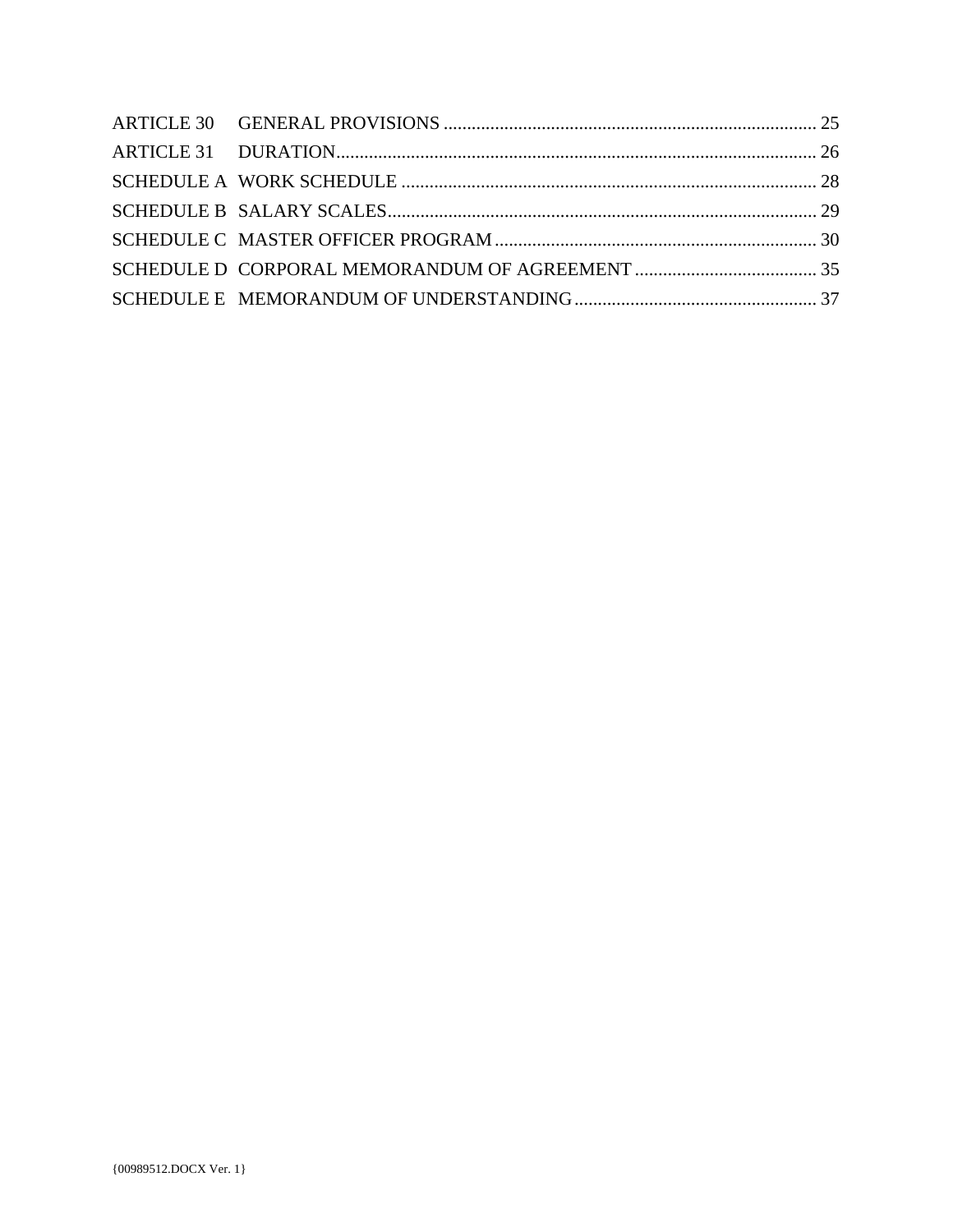| | | |
|---|---|---|
| ARTICLE 30 | GENERAL PROVISIONS | 25 |
| ARTICLE 31 | DURATION | 26 |
| SCHEDULE A | WORK SCHEDULE | 28 |
| SCHEDULE B | SALARY SCALES | 29 |
| SCHEDULE C | MASTER OFFICER PROGRAM | 30 |
| SCHEDULE D | CORPORAL MEMORANDUM OF AGREEMENT | 35 |
| SCHEDULE E | MEMORANDUM OF UNDERSTANDING | 37 |

{00989512.DOCX Ver. 1}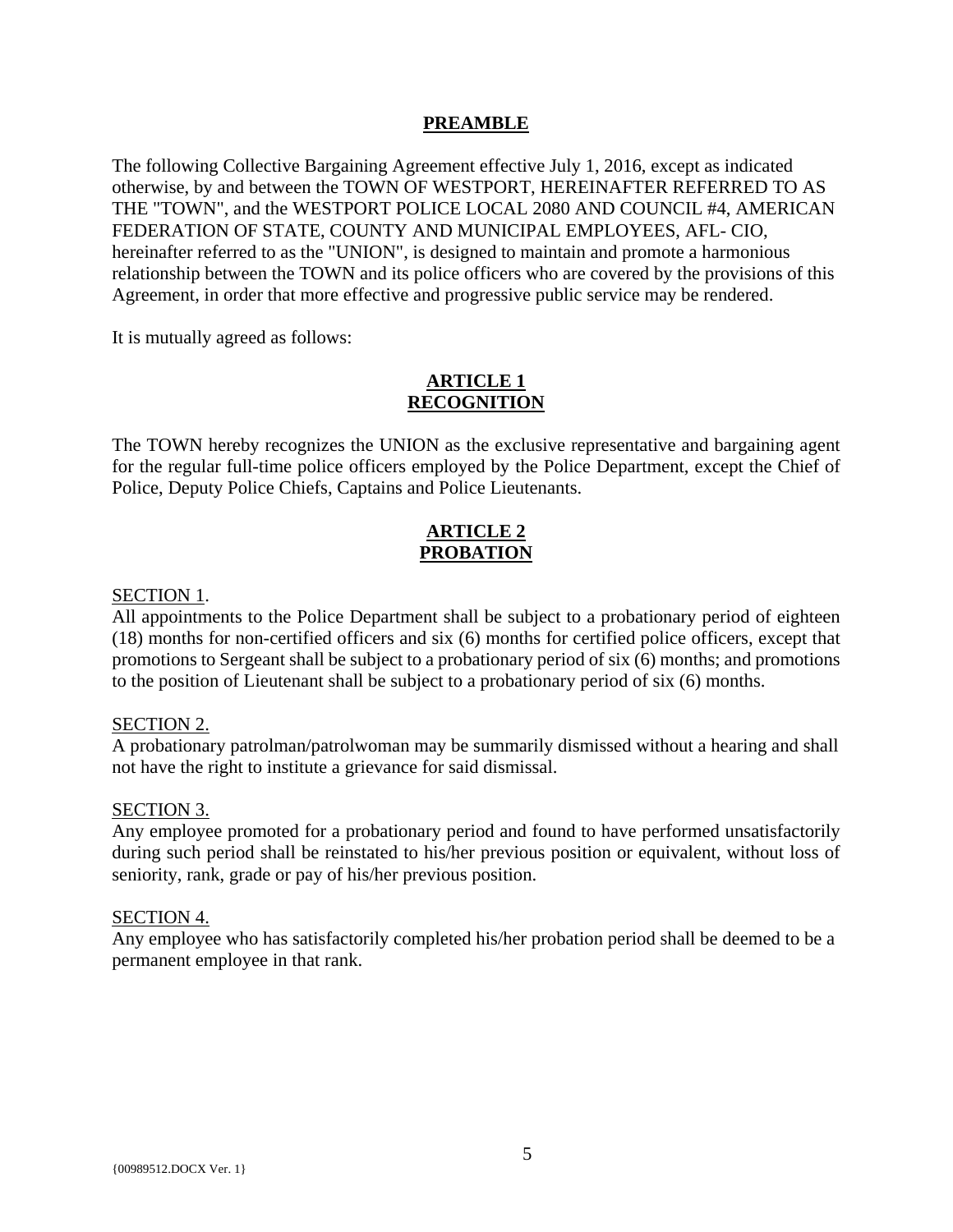## PREAMBLE

The following Collective Bargaining Agreement effective July 1, 2016, except as indicated otherwise, by and between the TOWN OF WESTPORT, HEREINAFTER REFERRED TO AS THE "TOWN", and the WESTPORT POLICE LOCAL 2080 AND COUNCIL #4, AMERICAN FEDERATION OF STATE, COUNTY AND MUNICIPAL EMPLOYEES, AFL- CIO, hereinafter referred to as the "UNION", is designed to maintain and promote a harmonious relationship between the TOWN and its police officers who are covered by the provisions of this Agreement, in order that more effective and progressive public service may be rendered.

It is mutually agreed as follows:

## ARTICLE 1
## RECOGNITION

The TOWN hereby recognizes the UNION as the exclusive representative and bargaining agent for the regular full-time police officers employed by the Police Department, except the Chief of Police, Deputy Police Chiefs, Captains and Police Lieutenants.

## ARTICLE 2
## PROBATION

SECTION 1.
All appointments to the Police Department shall be subject to a probationary period of eighteen (18) months for non-certified officers and six (6) months for certified police officers, except that promotions to Sergeant shall be subject to a probationary period of six (6) months; and promotions to the position of Lieutenant shall be subject to a probationary period of six (6) months.

SECTION 2.
A probationary patrolman/patrolwoman may be summarily dismissed without a hearing and shall not have the right to institute a grievance for said dismissal.

SECTION 3.
Any employee promoted for a probationary period and found to have performed unsatisfactorily during such period shall be reinstated to his/her previous position or equivalent, without loss of seniority, rank, grade or pay of his/her previous position.

SECTION 4.
Any employee who has satisfactorily completed his/her probation period shall be deemed to be a permanent employee in that rank.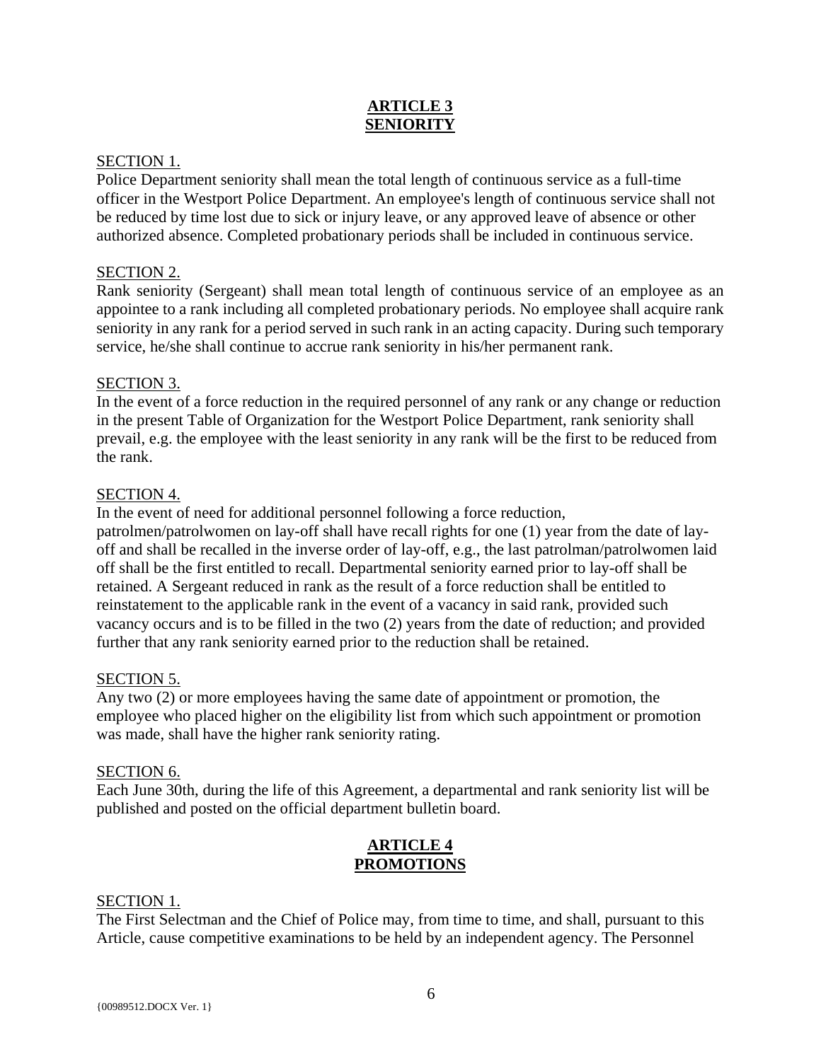## ARTICLE 3
## SENIORITY

SECTION 1.
Police Department seniority shall mean the total length of continuous service as a full-time officer in the Westport Police Department. An employee's length of continuous service shall not be reduced by time lost due to sick or injury leave, or any approved leave of absence or other authorized absence. Completed probationary periods shall be included in continuous service.

SECTION 2.
Rank seniority (Sergeant) shall mean total length of continuous service of an employee as an appointee to a rank including all completed probationary periods. No employee shall acquire rank seniority in any rank for a period served in such rank in an acting capacity. During such temporary service, he/she shall continue to accrue rank seniority in his/her permanent rank.

SECTION 3.
In the event of a force reduction in the required personnel of any rank or any change or reduction in the present Table of Organization for the Westport Police Department, rank seniority shall prevail, e.g. the employee with the least seniority in any rank will be the first to be reduced from the rank.

SECTION 4.
In the event of need for additional personnel following a force reduction, patrolmen/patrolwomen on lay-off shall have recall rights for one (1) year from the date of lay-off and shall be recalled in the inverse order of lay-off, e.g., the last patrolman/patrolwomen laid off shall be the first entitled to recall. Departmental seniority earned prior to lay-off shall be retained. A Sergeant reduced in rank as the result of a force reduction shall be entitled to reinstatement to the applicable rank in the event of a vacancy in said rank, provided such vacancy occurs and is to be filled in the two (2) years from the date of reduction; and provided further that any rank seniority earned prior to the reduction shall be retained.

SECTION 5.
Any two (2) or more employees having the same date of appointment or promotion, the employee who placed higher on the eligibility list from which such appointment or promotion was made, shall have the higher rank seniority rating.

SECTION 6.
Each June 30th, during the life of this Agreement, a departmental and rank seniority list will be published and posted on the official department bulletin board.

## ARTICLE 4
## PROMOTIONS

SECTION 1.
The First Selectman and the Chief of Police may, from time to time, and shall, pursuant to this Article, cause competitive examinations to be held by an independent agency. The Personnel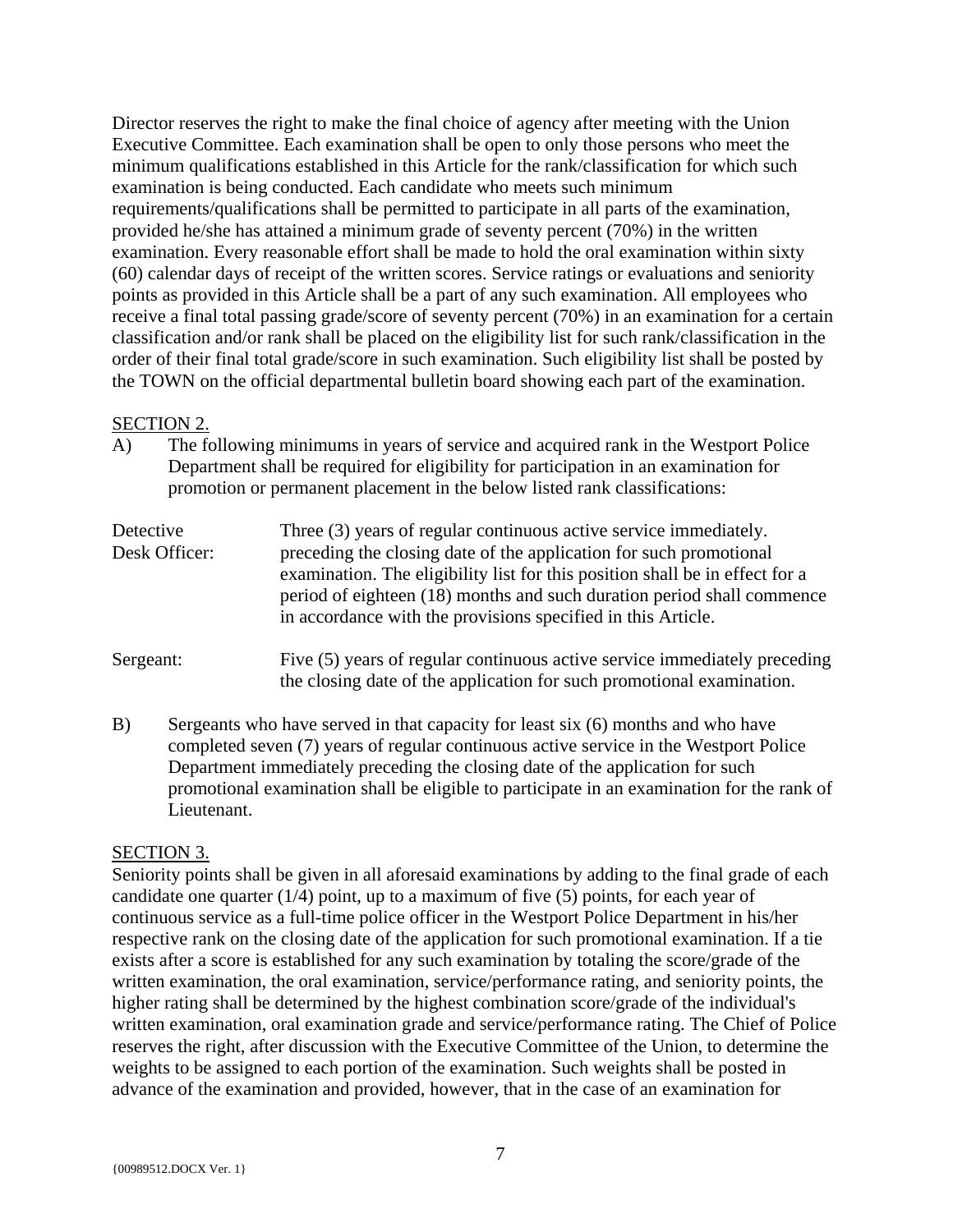Director reserves the right to make the final choice of agency after meeting with the Union Executive Committee. Each examination shall be open to only those persons who meet the minimum qualifications established in this Article for the rank/classification for which such examination is being conducted. Each candidate who meets such minimum requirements/qualifications shall be permitted to participate in all parts of the examination, provided he/she has attained a minimum grade of seventy percent (70%) in the written examination. Every reasonable effort shall be made to hold the oral examination within sixty (60) calendar days of receipt of the written scores. Service ratings or evaluations and seniority points as provided in this Article shall be a part of any such examination. All employees who receive a final total passing grade/score of seventy percent (70%) in an examination for a certain classification and/or rank shall be placed on the eligibility list for such rank/classification in the order of their final total grade/score in such examination. Such eligibility list shall be posted by the TOWN on the official departmental bulletin board showing each part of the examination.

SECTION 2.

A) The following minimums in years of service and acquired rank in the Westport Police Department shall be required for eligibility for participation in an examination for promotion or permanent placement in the below listed rank classifications:

| | |
|---|---|
| Detective Desk Officer: | Three (3) years of regular continuous active service immediately. preceding the closing date of the application for such promotional examination. The eligibility list for this position shall be in effect for a period of eighteen (18) months and such duration period shall commence in accordance with the provisions specified in this Article. |
| Sergeant: | Five (5) years of regular continuous active service immediately preceding the closing date of the application for such promotional examination. |

B) Sergeants who have served in that capacity for least six (6) months and who have completed seven (7) years of regular continuous active service in the Westport Police Department immediately preceding the closing date of the application for such promotional examination shall be eligible to participate in an examination for the rank of Lieutenant.

SECTION 3.

Seniority points shall be given in all aforesaid examinations by adding to the final grade of each candidate one quarter (1/4) point, up to a maximum of five (5) points, for each year of continuous service as a full-time police officer in the Westport Police Department in his/her respective rank on the closing date of the application for such promotional examination. If a tie exists after a score is established for any such examination by totaling the score/grade of the written examination, the oral examination, service/performance rating, and seniority points, the higher rating shall be determined by the highest combination score/grade of the individual's written examination, oral examination grade and service/performance rating. The Chief of Police reserves the right, after discussion with the Executive Committee of the Union, to determine the weights to be assigned to each portion of the examination. Such weights shall be posted in advance of the examination and provided, however, that in the case of an examination for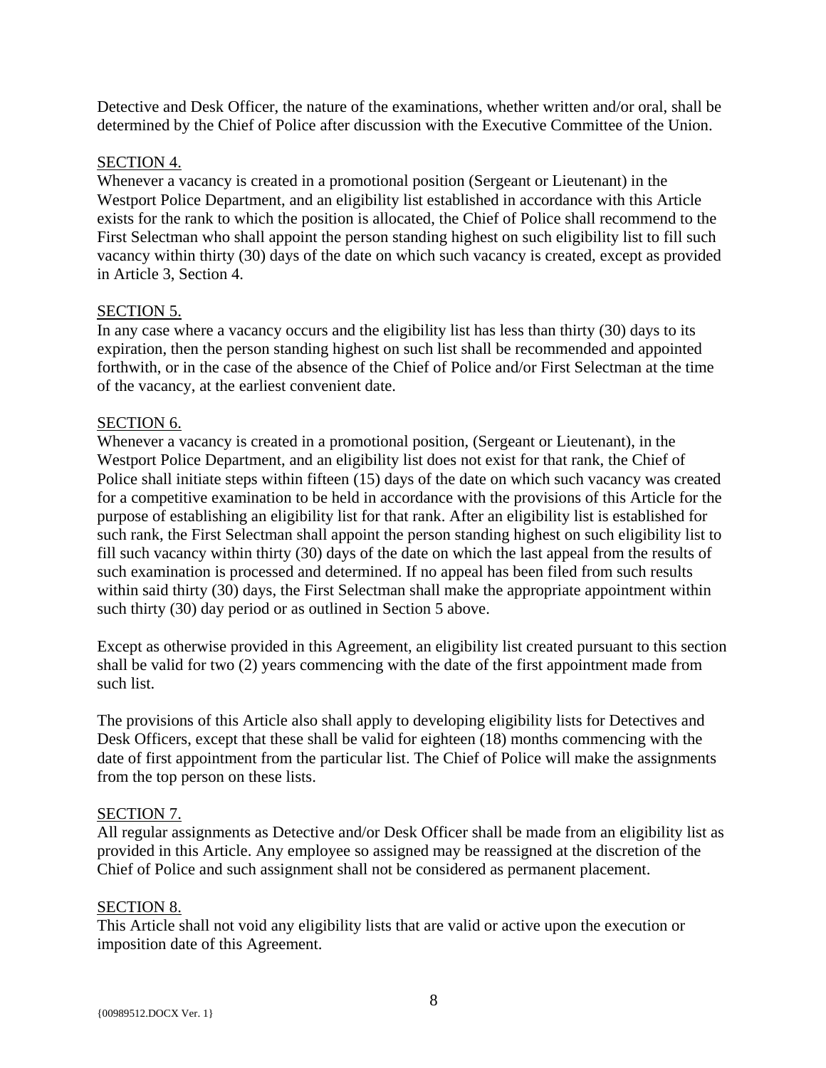Detective and Desk Officer, the nature of the examinations, whether written and/or oral, shall be determined by the Chief of Police after discussion with the Executive Committee of the Union.

SECTION 4.

Whenever a vacancy is created in a promotional position (Sergeant or Lieutenant) in the Westport Police Department, and an eligibility list established in accordance with this Article exists for the rank to which the position is allocated, the Chief of Police shall recommend to the First Selectman who shall appoint the person standing highest on such eligibility list to fill such vacancy within thirty (30) days of the date on which such vacancy is created, except as provided in Article 3, Section 4.

SECTION 5.

In any case where a vacancy occurs and the eligibility list has less than thirty (30) days to its expiration, then the person standing highest on such list shall be recommended and appointed forthwith, or in the case of the absence of the Chief of Police and/or First Selectman at the time of the vacancy, at the earliest convenient date.

SECTION 6.

Whenever a vacancy is created in a promotional position, (Sergeant or Lieutenant), in the Westport Police Department, and an eligibility list does not exist for that rank, the Chief of Police shall initiate steps within fifteen (15) days of the date on which such vacancy was created for a competitive examination to be held in accordance with the provisions of this Article for the purpose of establishing an eligibility list for that rank. After an eligibility list is established for such rank, the First Selectman shall appoint the person standing highest on such eligibility list to fill such vacancy within thirty (30) days of the date on which the last appeal from the results of such examination is processed and determined. If no appeal has been filed from such results within said thirty (30) days, the First Selectman shall make the appropriate appointment within such thirty (30) day period or as outlined in Section 5 above.

Except as otherwise provided in this Agreement, an eligibility list created pursuant to this section shall be valid for two (2) years commencing with the date of the first appointment made from such list.

The provisions of this Article also shall apply to developing eligibility lists for Detectives and Desk Officers, except that these shall be valid for eighteen (18) months commencing with the date of first appointment from the particular list. The Chief of Police will make the assignments from the top person on these lists.

SECTION 7.

All regular assignments as Detective and/or Desk Officer shall be made from an eligibility list as provided in this Article. Any employee so assigned may be reassigned at the discretion of the Chief of Police and such assignment shall not be considered as permanent placement.

SECTION 8.

This Article shall not void any eligibility lists that are valid or active upon the execution or imposition date of this Agreement.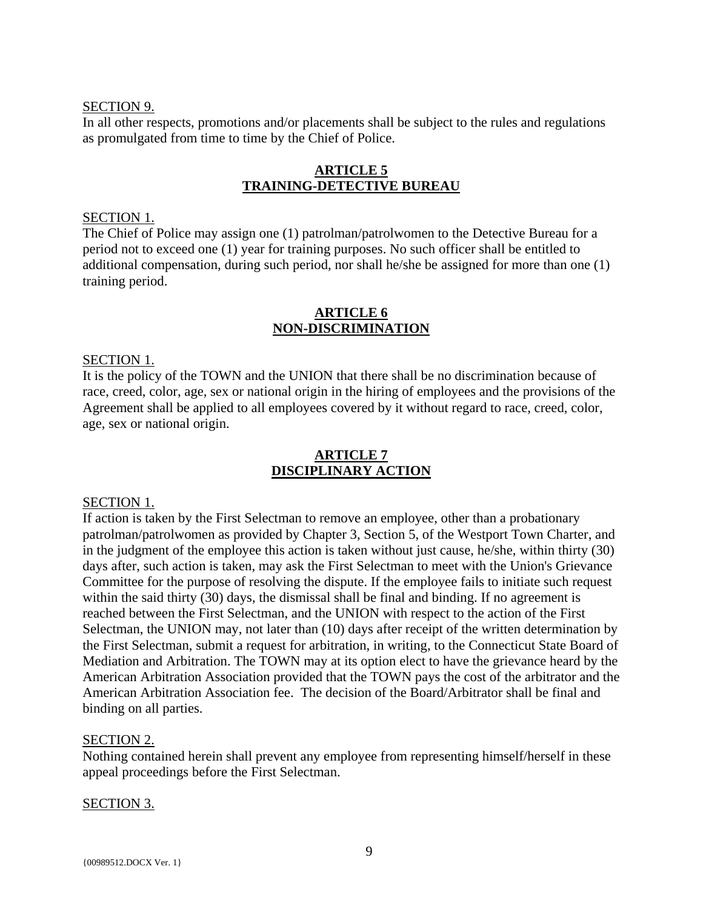SECTION 9.

In all other respects, promotions and/or placements shall be subject to the rules and regulations as promulgated from time to time by the Chief of Police.

## ARTICLE 5
## TRAINING-DETECTIVE BUREAU

SECTION 1.

The Chief of Police may assign one (1) patrolman/patrolwomen to the Detective Bureau for a period not to exceed one (1) year for training purposes. No such officer shall be entitled to additional compensation, during such period, nor shall he/she be assigned for more than one (1) training period.

## ARTICLE 6
## NON-DISCRIMINATION

SECTION 1.

It is the policy of the TOWN and the UNION that there shall be no discrimination because of race, creed, color, age, sex or national origin in the hiring of employees and the provisions of the Agreement shall be applied to all employees covered by it without regard to race, creed, color, age, sex or national origin.

## ARTICLE 7
## DISCIPLINARY ACTION

SECTION 1.

If action is taken by the First Selectman to remove an employee, other than a probationary patrolman/patrolwomen as provided by Chapter 3, Section 5, of the Westport Town Charter, and in the judgment of the employee this action is taken without just cause, he/she, within thirty (30) days after, such action is taken, may ask the First Selectman to meet with the Union's Grievance Committee for the purpose of resolving the dispute. If the employee fails to initiate such request within the said thirty (30) days, the dismissal shall be final and binding. If no agreement is reached between the First Selectman, and the UNION with respect to the action of the First Selectman, the UNION may, not later than (10) days after receipt of the written determination by the First Selectman, submit a request for arbitration, in writing, to the Connecticut State Board of Mediation and Arbitration. The TOWN may at its option elect to have the grievance heard by the American Arbitration Association provided that the TOWN pays the cost of the arbitrator and the American Arbitration Association fee. The decision of the Board/Arbitrator shall be final and binding on all parties.

SECTION 2.

Nothing contained herein shall prevent any employee from representing himself/herself in these appeal proceedings before the First Selectman.

SECTION 3.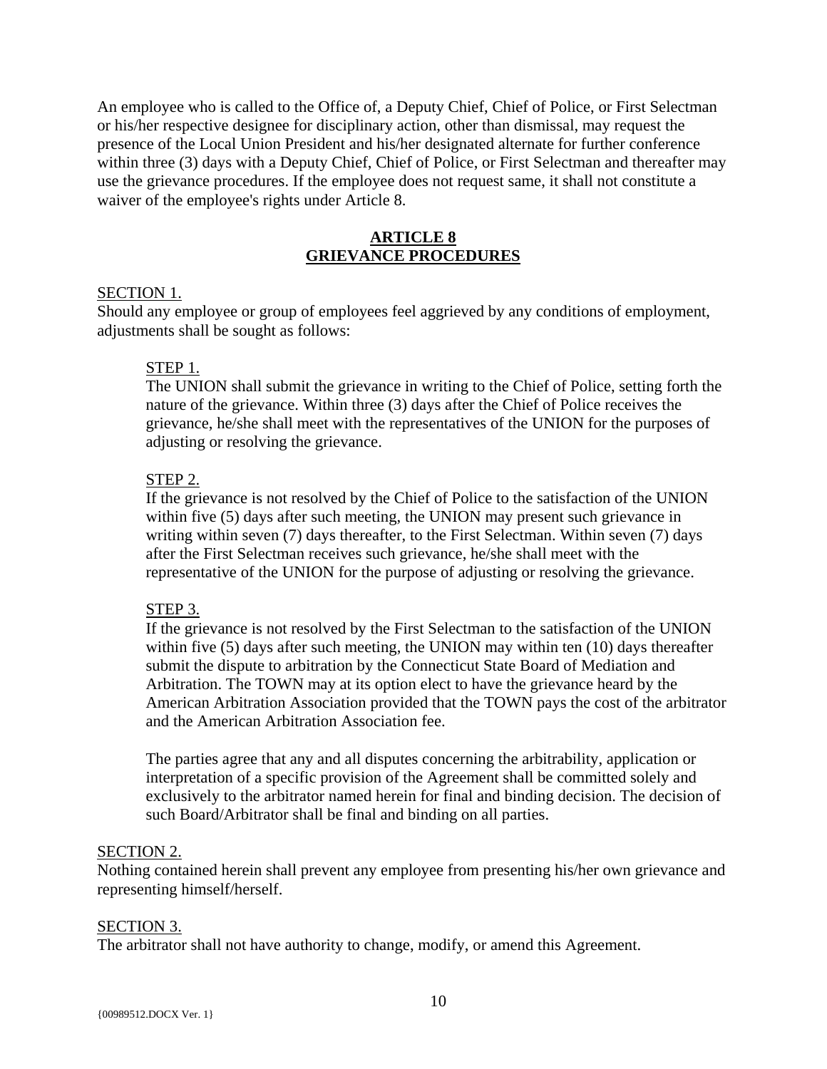An employee who is called to the Office of, a Deputy Chief, Chief of Police, or First Selectman or his/her respective designee for disciplinary action, other than dismissal, may request the presence of the Local Union President and his/her designated alternate for further conference within three (3) days with a Deputy Chief, Chief of Police, or First Selectman and thereafter may use the grievance procedures. If the employee does not request same, it shall not constitute a waiver of the employee's rights under Article 8.

## ARTICLE 8
## GRIEVANCE PROCEDURES

SECTION 1.
Should any employee or group of employees feel aggrieved by any conditions of employment, adjustments shall be sought as follows:

STEP 1.
The UNION shall submit the grievance in writing to the Chief of Police, setting forth the nature of the grievance. Within three (3) days after the Chief of Police receives the grievance, he/she shall meet with the representatives of the UNION for the purposes of adjusting or resolving the grievance.

STEP 2.
If the grievance is not resolved by the Chief of Police to the satisfaction of the UNION within five (5) days after such meeting, the UNION may present such grievance in writing within seven (7) days thereafter, to the First Selectman. Within seven (7) days after the First Selectman receives such grievance, he/she shall meet with the representative of the UNION for the purpose of adjusting or resolving the grievance.

STEP 3.
If the grievance is not resolved by the First Selectman to the satisfaction of the UNION within five (5) days after such meeting, the UNION may within ten (10) days thereafter submit the dispute to arbitration by the Connecticut State Board of Mediation and Arbitration. The TOWN may at its option elect to have the grievance heard by the American Arbitration Association provided that the TOWN pays the cost of the arbitrator and the American Arbitration Association fee.

The parties agree that any and all disputes concerning the arbitrability, application or interpretation of a specific provision of the Agreement shall be committed solely and exclusively to the arbitrator named herein for final and binding decision. The decision of such Board/Arbitrator shall be final and binding on all parties.

SECTION 2.
Nothing contained herein shall prevent any employee from presenting his/her own grievance and representing himself/herself.

SECTION 3.
The arbitrator shall not have authority to change, modify, or amend this Agreement.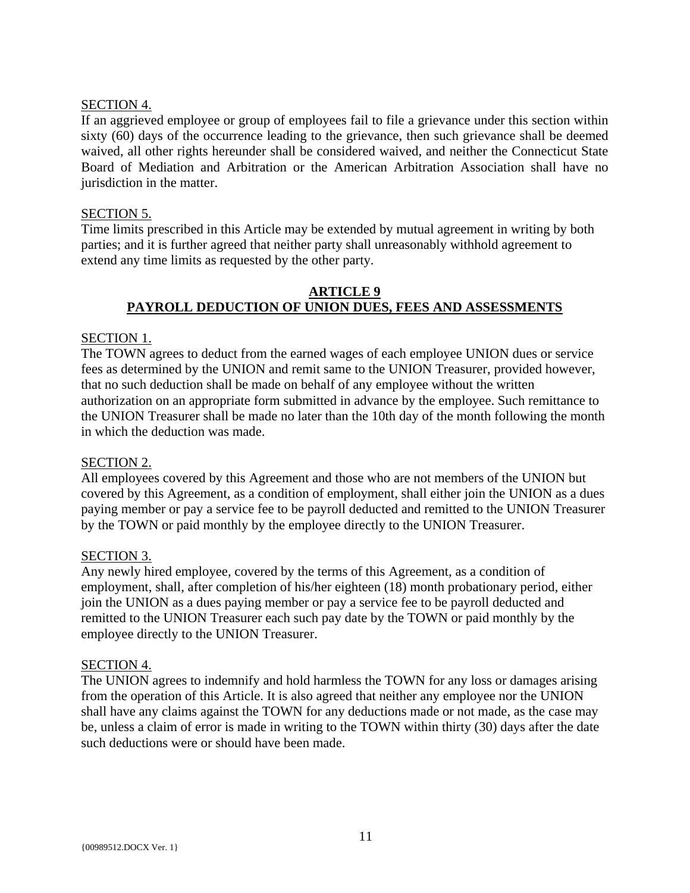SECTION 4.

If an aggrieved employee or group of employees fail to file a grievance under this section within sixty (60) days of the occurrence leading to the grievance, then such grievance shall be deemed waived, all other rights hereunder shall be considered waived, and neither the Connecticut State Board of Mediation and Arbitration or the American Arbitration Association shall have no jurisdiction in the matter.

SECTION 5.

Time limits prescribed in this Article may be extended by mutual agreement in writing by both parties; and it is further agreed that neither party shall unreasonably withhold agreement to extend any time limits as requested by the other party.

## ARTICLE 9
## PAYROLL DEDUCTION OF UNION DUES, FEES AND ASSESSMENTS

SECTION 1.

The TOWN agrees to deduct from the earned wages of each employee UNION dues or service fees as determined by the UNION and remit same to the UNION Treasurer, provided however, that no such deduction shall be made on behalf of any employee without the written authorization on an appropriate form submitted in advance by the employee. Such remittance to the UNION Treasurer shall be made no later than the 10th day of the month following the month in which the deduction was made.

SECTION 2.

All employees covered by this Agreement and those who are not members of the UNION but covered by this Agreement, as a condition of employment, shall either join the UNION as a dues paying member or pay a service fee to be payroll deducted and remitted to the UNION Treasurer by the TOWN or paid monthly by the employee directly to the UNION Treasurer.

SECTION 3.

Any newly hired employee, covered by the terms of this Agreement, as a condition of employment, shall, after completion of his/her eighteen (18) month probationary period, either join the UNION as a dues paying member or pay a service fee to be payroll deducted and remitted to the UNION Treasurer each such pay date by the TOWN or paid monthly by the employee directly to the UNION Treasurer.

SECTION 4.

The UNION agrees to indemnify and hold harmless the TOWN for any loss or damages arising from the operation of this Article. It is also agreed that neither any employee nor the UNION shall have any claims against the TOWN for any deductions made or not made, as the case may be, unless a claim of error is made in writing to the TOWN within thirty (30) days after the date such deductions were or should have been made.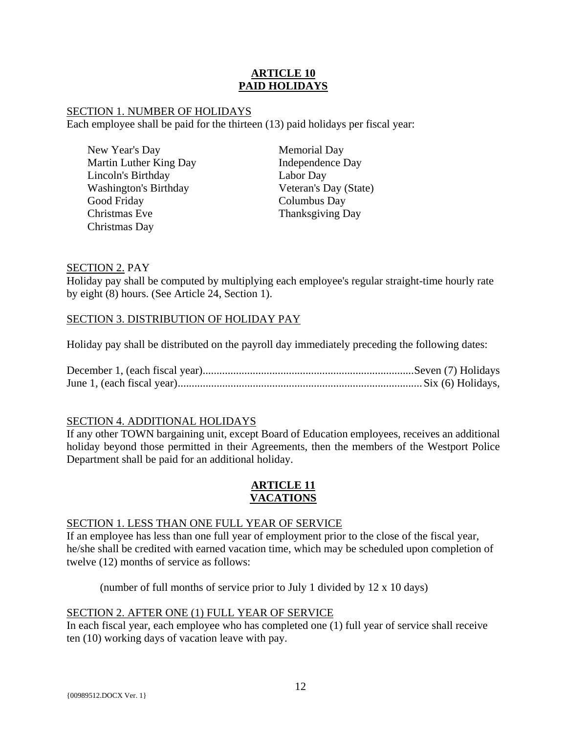# ARTICLE 10
# PAID HOLIDAYS

SECTION 1. NUMBER OF HOLIDAYS

Each employee shall be paid for the thirteen (13) paid holidays per fiscal year:

- New Year's Day
- Martin Luther King Day
- Lincoln's Birthday
- Washington's Birthday
- Good Friday
- Christmas Eve
- Christmas Day
- Memorial Day
- Independence Day
- Labor Day
- Veteran's Day (State)
- Columbus Day
- Thanksgiving Day

SECTION 2. PAY

Holiday pay shall be computed by multiplying each employee's regular straight-time hourly rate by eight (8) hours. (See Article 24, Section 1).

SECTION 3. DISTRIBUTION OF HOLIDAY PAY

Holiday pay shall be distributed on the payroll day immediately preceding the following dates:

December 1, (each fiscal year)..........................................................................Seven (7) Holidays
June 1, (each fiscal year).......................................................................................Six (6) Holidays,

SECTION 4. ADDITIONAL HOLIDAYS

If any other TOWN bargaining unit, except Board of Education employees, receives an additional holiday beyond those permitted in their Agreements, then the members of the Westport Police Department shall be paid for an additional holiday.

# ARTICLE 11
# VACATIONS

SECTION 1. LESS THAN ONE FULL YEAR OF SERVICE

If an employee has less than one full year of employment prior to the close of the fiscal year, he/she shall be credited with earned vacation time, which may be scheduled upon completion of twelve (12) months of service as follows:

(number of full months of service prior to July 1 divided by 12 x 10 days)

SECTION 2. AFTER ONE (1) FULL YEAR OF SERVICE

In each fiscal year, each employee who has completed one (1) full year of service shall receive ten (10) working days of vacation leave with pay.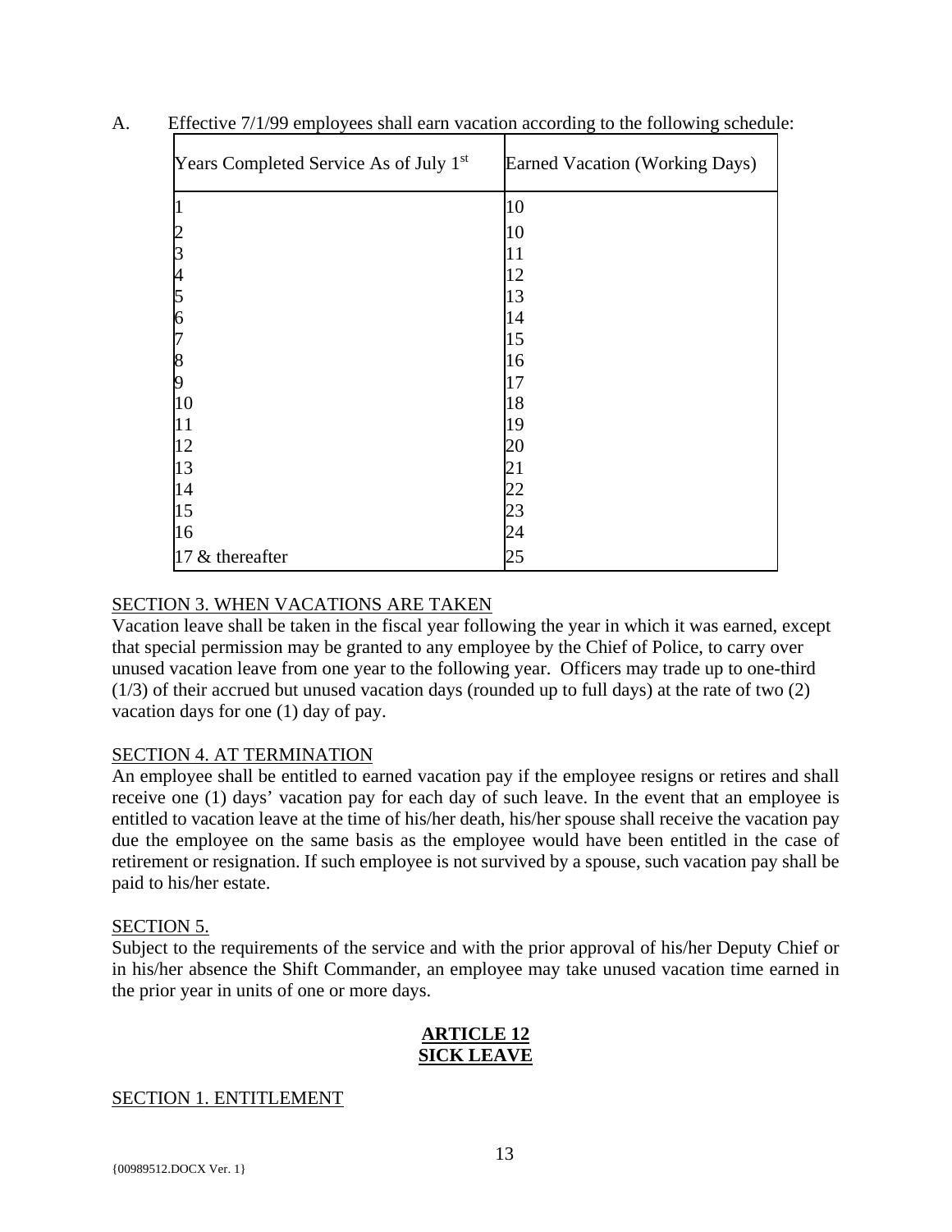A. Effective 7/1/99 employees shall earn vacation according to the following schedule:

| Years Completed Service As of July 1st | Earned Vacation (Working Days) |
|---|---|
| 1 | 10 |
| 2 | 10 |
| 3 | 11 |
| 4 | 12 |
| 5 | 13 |
| 6 | 14 |
| 7 | 15 |
| 8 | 16 |
| 9 | 17 |
| 10 | 18 |
| 11 | 19 |
| 12 | 20 |
| 13 | 21 |
| 14 | 22 |
| 15 | 23 |
| 16 | 24 |
| 17 & thereafter | 25 |

SECTION 3. WHEN VACATIONS ARE TAKEN

Vacation leave shall be taken in the fiscal year following the year in which it was earned, except that special permission may be granted to any employee by the Chief of Police, to carry over unused vacation leave from one year to the following year. Officers may trade up to one-third (1/3) of their accrued but unused vacation days (rounded up to full days) at the rate of two (2) vacation days for one (1) day of pay.

SECTION 4. AT TERMINATION

An employee shall be entitled to earned vacation pay if the employee resigns or retires and shall receive one (1) days' vacation pay for each day of such leave. In the event that an employee is entitled to vacation leave at the time of his/her death, his/her spouse shall receive the vacation pay due the employee on the same basis as the employee would have been entitled in the case of retirement or resignation. If such employee is not survived by a spouse, such vacation pay shall be paid to his/her estate.

SECTION 5.

Subject to the requirements of the service and with the prior approval of his/her Deputy Chief or in his/her absence the Shift Commander, an employee may take unused vacation time earned in the prior year in units of one or more days.

## ARTICLE 12
## SICK LEAVE

SECTION 1. ENTITLEMENT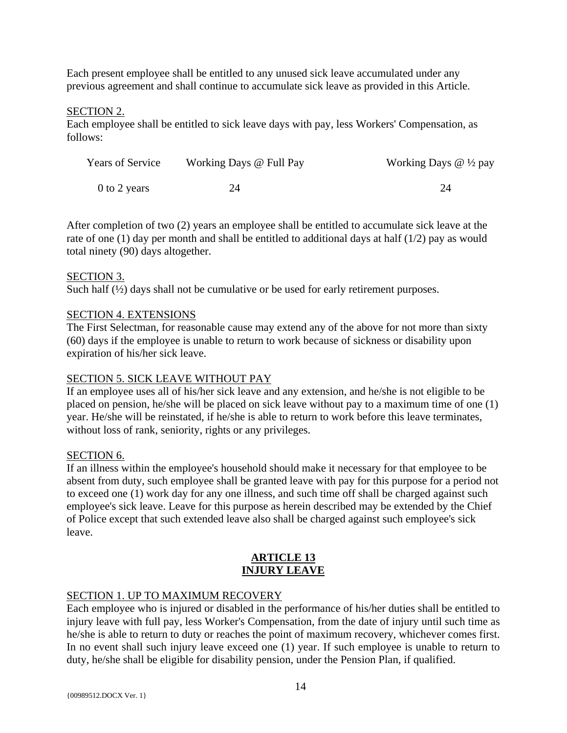Each present employee shall be entitled to any unused sick leave accumulated under any previous agreement and shall continue to accumulate sick leave as provided in this Article.

SECTION 2.
Each employee shall be entitled to sick leave days with pay, less Workers' Compensation, as follows:

| Years of Service | Working Days @ Full Pay | Working Days @ ½ pay |
|---|---|---|
| 0 to 2 years | 24 | 24 |

After completion of two (2) years an employee shall be entitled to accumulate sick leave at the rate of one (1) day per month and shall be entitled to additional days at half (1/2) pay as would total ninety (90) days altogether.

SECTION 3.
Such half (½) days shall not be cumulative or be used for early retirement purposes.

SECTION 4. EXTENSIONS
The First Selectman, for reasonable cause may extend any of the above for not more than sixty (60) days if the employee is unable to return to work because of sickness or disability upon expiration of his/her sick leave.

SECTION 5. SICK LEAVE WITHOUT PAY
If an employee uses all of his/her sick leave and any extension, and he/she is not eligible to be placed on pension, he/she will be placed on sick leave without pay to a maximum time of one (1) year. He/she will be reinstated, if he/she is able to return to work before this leave terminates, without loss of rank, seniority, rights or any privileges.

SECTION 6.
If an illness within the employee's household should make it necessary for that employee to be absent from duty, such employee shall be granted leave with pay for this purpose for a period not to exceed one (1) work day for any one illness, and such time off shall be charged against such employee's sick leave. Leave for this purpose as herein described may be extended by the Chief of Police except that such extended leave also shall be charged against such employee's sick leave.

## ARTICLE 13
## INJURY LEAVE

SECTION 1. UP TO MAXIMUM RECOVERY
Each employee who is injured or disabled in the performance of his/her duties shall be entitled to injury leave with full pay, less Worker's Compensation, from the date of injury until such time as he/she is able to return to duty or reaches the point of maximum recovery, whichever comes first. In no event shall such injury leave exceed one (1) year. If such employee is unable to return to duty, he/she shall be eligible for disability pension, under the Pension Plan, if qualified.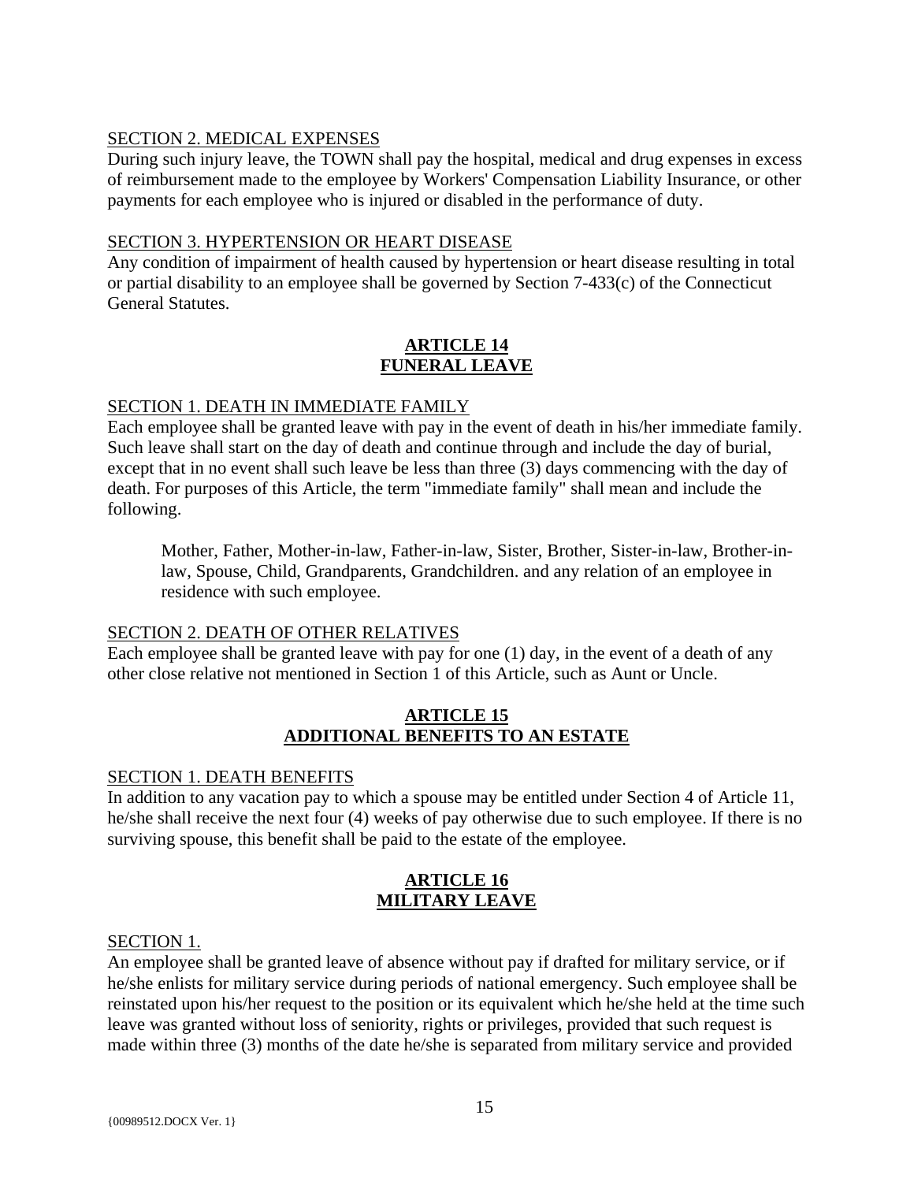SECTION 2. MEDICAL EXPENSES

During such injury leave, the TOWN shall pay the hospital, medical and drug expenses in excess of reimbursement made to the employee by Workers' Compensation Liability Insurance, or other payments for each employee who is injured or disabled in the performance of duty.

SECTION 3. HYPERTENSION OR HEART DISEASE

Any condition of impairment of health caused by hypertension or heart disease resulting in total or partial disability to an employee shall be governed by Section 7-433(c) of the Connecticut General Statutes.

## ARTICLE 14
## FUNERAL LEAVE

SECTION 1. DEATH IN IMMEDIATE FAMILY

Each employee shall be granted leave with pay in the event of death in his/her immediate family. Such leave shall start on the day of death and continue through and include the day of burial, except that in no event shall such leave be less than three (3) days commencing with the day of death. For purposes of this Article, the term "immediate family" shall mean and include the following.

> Mother, Father, Mother-in-law, Father-in-law, Sister, Brother, Sister-in-law, Brother-in-law, Spouse, Child, Grandparents, Grandchildren. and any relation of an employee in residence with such employee.

SECTION 2. DEATH OF OTHER RELATIVES

Each employee shall be granted leave with pay for one (1) day, in the event of a death of any other close relative not mentioned in Section 1 of this Article, such as Aunt or Uncle.

## ARTICLE 15
## ADDITIONAL BENEFITS TO AN ESTATE

SECTION 1. DEATH BENEFITS

In addition to any vacation pay to which a spouse may be entitled under Section 4 of Article 11, he/she shall receive the next four (4) weeks of pay otherwise due to such employee. If there is no surviving spouse, this benefit shall be paid to the estate of the employee.

## ARTICLE 16
## MILITARY LEAVE

SECTION 1.

An employee shall be granted leave of absence without pay if drafted for military service, or if he/she enlists for military service during periods of national emergency. Such employee shall be reinstated upon his/her request to the position or its equivalent which he/she held at the time such leave was granted without loss of seniority, rights or privileges, provided that such request is made within three (3) months of the date he/she is separated from military service and provided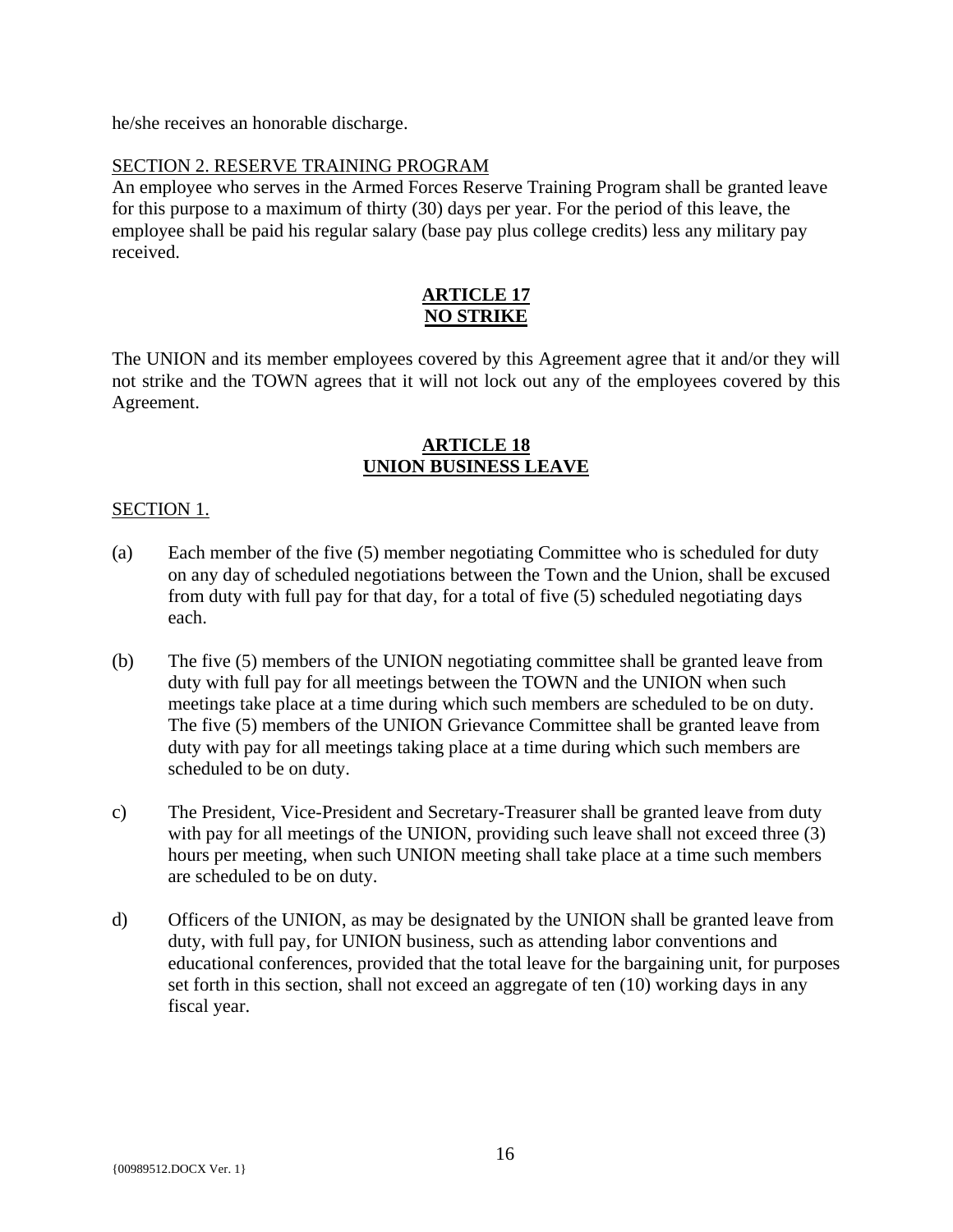he/she receives an honorable discharge.

SECTION 2. RESERVE TRAINING PROGRAM

An employee who serves in the Armed Forces Reserve Training Program shall be granted leave for this purpose to a maximum of thirty (30) days per year. For the period of this leave, the employee shall be paid his regular salary (base pay plus college credits) less any military pay received.

## ARTICLE 17
## NO STRIKE

The UNION and its member employees covered by this Agreement agree that it and/or they will not strike and the TOWN agrees that it will not lock out any of the employees covered by this Agreement.

## ARTICLE 18
## UNION BUSINESS LEAVE

SECTION 1.

(a) Each member of the five (5) member negotiating Committee who is scheduled for duty on any day of scheduled negotiations between the Town and the Union, shall be excused from duty with full pay for that day, for a total of five (5) scheduled negotiating days each.

(b) The five (5) members of the UNION negotiating committee shall be granted leave from duty with full pay for all meetings between the TOWN and the UNION when such meetings take place at a time during which such members are scheduled to be on duty. The five (5) members of the UNION Grievance Committee shall be granted leave from duty with pay for all meetings taking place at a time during which such members are scheduled to be on duty.

c) The President, Vice-President and Secretary-Treasurer shall be granted leave from duty with pay for all meetings of the UNION, providing such leave shall not exceed three (3) hours per meeting, when such UNION meeting shall take place at a time such members are scheduled to be on duty.

d) Officers of the UNION, as may be designated by the UNION shall be granted leave from duty, with full pay, for UNION business, such as attending labor conventions and educational conferences, provided that the total leave for the bargaining unit, for purposes set forth in this section, shall not exceed an aggregate of ten (10) working days in any fiscal year.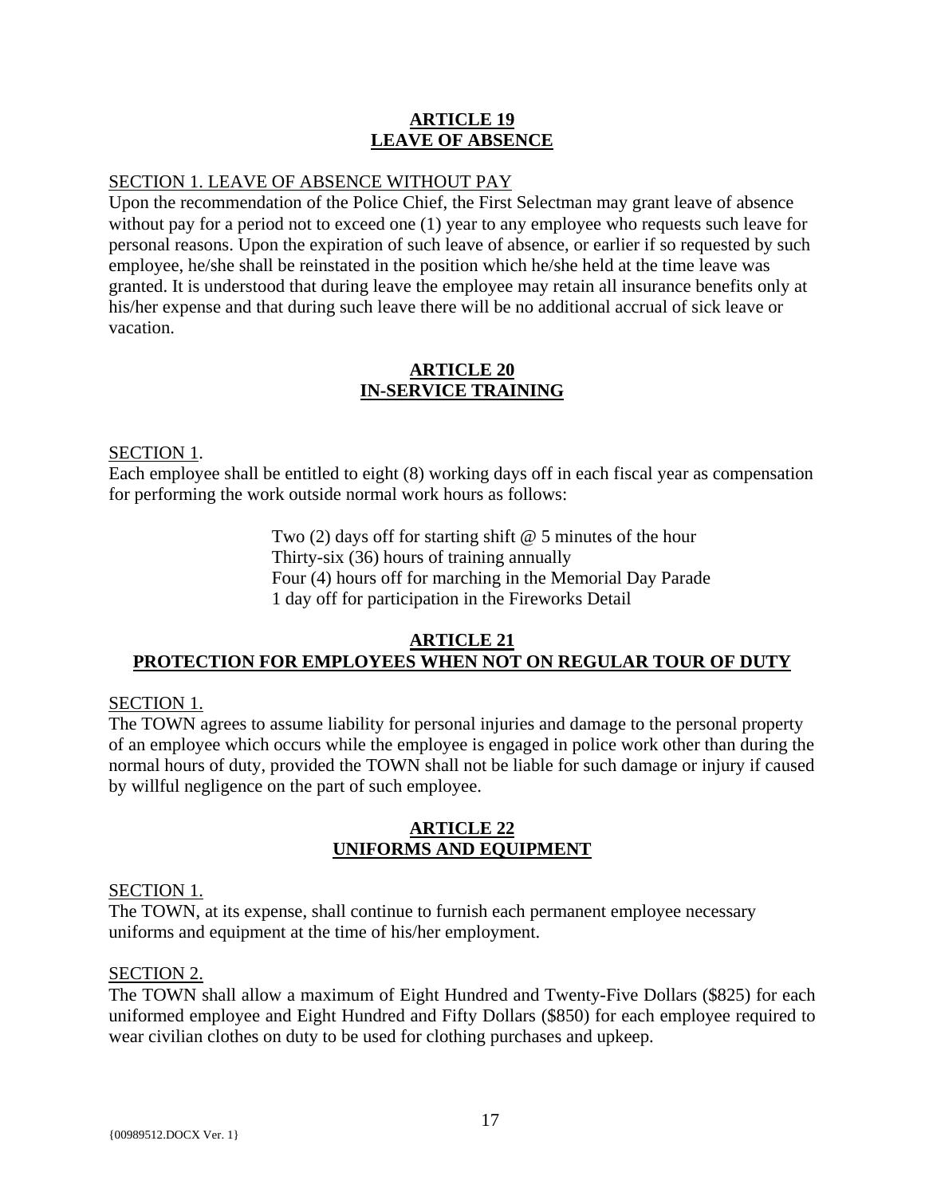## ARTICLE 19
## LEAVE OF ABSENCE

SECTION 1. LEAVE OF ABSENCE WITHOUT PAY

Upon the recommendation of the Police Chief, the First Selectman may grant leave of absence without pay for a period not to exceed one (1) year to any employee who requests such leave for personal reasons. Upon the expiration of such leave of absence, or earlier if so requested by such employee, he/she shall be reinstated in the position which he/she held at the time leave was granted. It is understood that during leave the employee may retain all insurance benefits only at his/her expense and that during such leave there will be no additional accrual of sick leave or vacation.

## ARTICLE 20
## IN-SERVICE TRAINING

SECTION 1.

Each employee shall be entitled to eight (8) working days off in each fiscal year as compensation for performing the work outside normal work hours as follows:

Two (2) days off for starting shift @ 5 minutes of the hour
Thirty-six (36) hours of training annually
Four (4) hours off for marching in the Memorial Day Parade
1 day off for participation in the Fireworks Detail

## ARTICLE 21
## PROTECTION FOR EMPLOYEES WHEN NOT ON REGULAR TOUR OF DUTY

SECTION 1.

The TOWN agrees to assume liability for personal injuries and damage to the personal property of an employee which occurs while the employee is engaged in police work other than during the normal hours of duty, provided the TOWN shall not be liable for such damage or injury if caused by willful negligence on the part of such employee.

## ARTICLE 22
## UNIFORMS AND EQUIPMENT

SECTION 1.

The TOWN, at its expense, shall continue to furnish each permanent employee necessary uniforms and equipment at the time of his/her employment.

SECTION 2.

The TOWN shall allow a maximum of Eight Hundred and Twenty-Five Dollars ($825) for each uniformed employee and Eight Hundred and Fifty Dollars ($850) for each employee required to wear civilian clothes on duty to be used for clothing purchases and upkeep.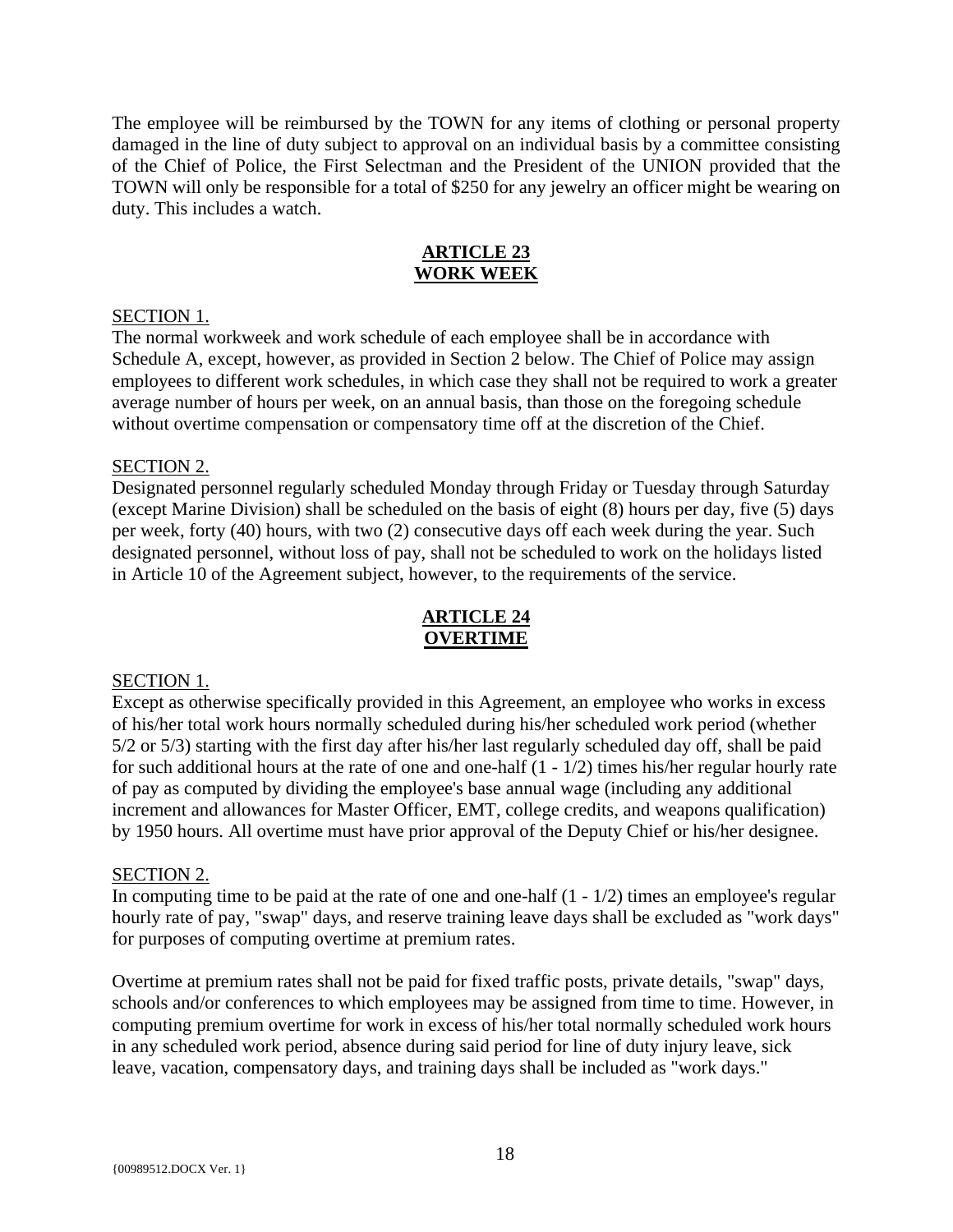The employee will be reimbursed by the TOWN for any items of clothing or personal property damaged in the line of duty subject to approval on an individual basis by a committee consisting of the Chief of Police, the First Selectman and the President of the UNION provided that the TOWN will only be responsible for a total of $250 for any jewelry an officer might be wearing on duty. This includes a watch.

## ARTICLE 23
## WORK WEEK

SECTION 1.

The normal workweek and work schedule of each employee shall be in accordance with Schedule A, except, however, as provided in Section 2 below. The Chief of Police may assign employees to different work schedules, in which case they shall not be required to work a greater average number of hours per week, on an annual basis, than those on the foregoing schedule without overtime compensation or compensatory time off at the discretion of the Chief.

SECTION 2.

Designated personnel regularly scheduled Monday through Friday or Tuesday through Saturday (except Marine Division) shall be scheduled on the basis of eight (8) hours per day, five (5) days per week, forty (40) hours, with two (2) consecutive days off each week during the year. Such designated personnel, without loss of pay, shall not be scheduled to work on the holidays listed in Article 10 of the Agreement subject, however, to the requirements of the service.

## ARTICLE 24
## OVERTIME

SECTION 1.

Except as otherwise specifically provided in this Agreement, an employee who works in excess of his/her total work hours normally scheduled during his/her scheduled work period (whether 5/2 or 5/3) starting with the first day after his/her last regularly scheduled day off, shall be paid for such additional hours at the rate of one and one-half (1 - 1/2) times his/her regular hourly rate of pay as computed by dividing the employee's base annual wage (including any additional increment and allowances for Master Officer, EMT, college credits, and weapons qualification) by 1950 hours. All overtime must have prior approval of the Deputy Chief or his/her designee.

SECTION 2.

In computing time to be paid at the rate of one and one-half (1 - 1/2) times an employee's regular hourly rate of pay, "swap" days, and reserve training leave days shall be excluded as "work days" for purposes of computing overtime at premium rates.

Overtime at premium rates shall not be paid for fixed traffic posts, private details, "swap" days, schools and/or conferences to which employees may be assigned from time to time. However, in computing premium overtime for work in excess of his/her total normally scheduled work hours in any scheduled work period, absence during said period for line of duty injury leave, sick leave, vacation, compensatory days, and training days shall be included as "work days."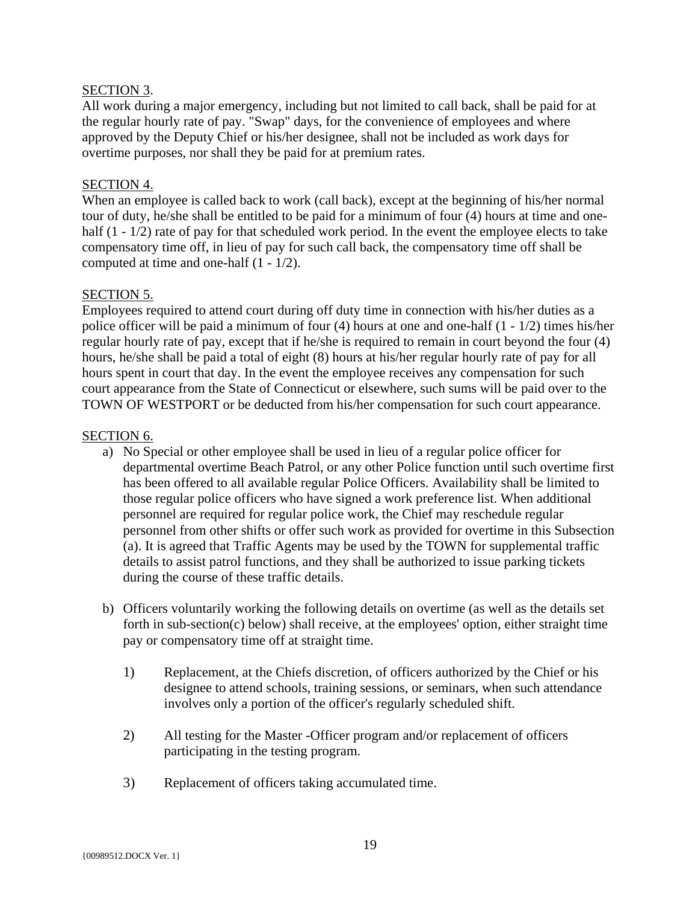SECTION 3.

All work during a major emergency, including but not limited to call back, shall be paid for at the regular hourly rate of pay. "Swap" days, for the convenience of employees and where approved by the Deputy Chief or his/her designee, shall not be included as work days for overtime purposes, nor shall they be paid for at premium rates.

SECTION 4.

When an employee is called back to work (call back), except at the beginning of his/her normal tour of duty, he/she shall be entitled to be paid for a minimum of four (4) hours at time and one-half (1 - 1/2) rate of pay for that scheduled work period. In the event the employee elects to take compensatory time off, in lieu of pay for such call back, the compensatory time off shall be computed at time and one-half (1 - 1/2).

SECTION 5.

Employees required to attend court during off duty time in connection with his/her duties as a police officer will be paid a minimum of four (4) hours at one and one-half (1 - 1/2) times his/her regular hourly rate of pay, except that if he/she is required to remain in court beyond the four (4) hours, he/she shall be paid a total of eight (8) hours at his/her regular hourly rate of pay for all hours spent in court that day. In the event the employee receives any compensation for such court appearance from the State of Connecticut or elsewhere, such sums will be paid over to the TOWN OF WESTPORT or be deducted from his/her compensation for such court appearance.

SECTION 6.

a) No Special or other employee shall be used in lieu of a regular police officer for departmental overtime Beach Patrol, or any other Police function until such overtime first has been offered to all available regular Police Officers. Availability shall be limited to those regular police officers who have signed a work preference list. When additional personnel are required for regular police work, the Chief may reschedule regular personnel from other shifts or offer such work as provided for overtime in this Subsection (a). It is agreed that Traffic Agents may be used by the TOWN for supplemental traffic details to assist patrol functions, and they shall be authorized to issue parking tickets during the course of these traffic details.

b) Officers voluntarily working the following details on overtime (as well as the details set forth in sub-section(c) below) shall receive, at the employees' option, either straight time pay or compensatory time off at straight time.

   1) Replacement, at the Chiefs discretion, of officers authorized by the Chief or his designee to attend schools, training sessions, or seminars, when such attendance involves only a portion of the officer's regularly scheduled shift.

   2) All testing for the Master -Officer program and/or replacement of officers participating in the testing program.

   3) Replacement of officers taking accumulated time.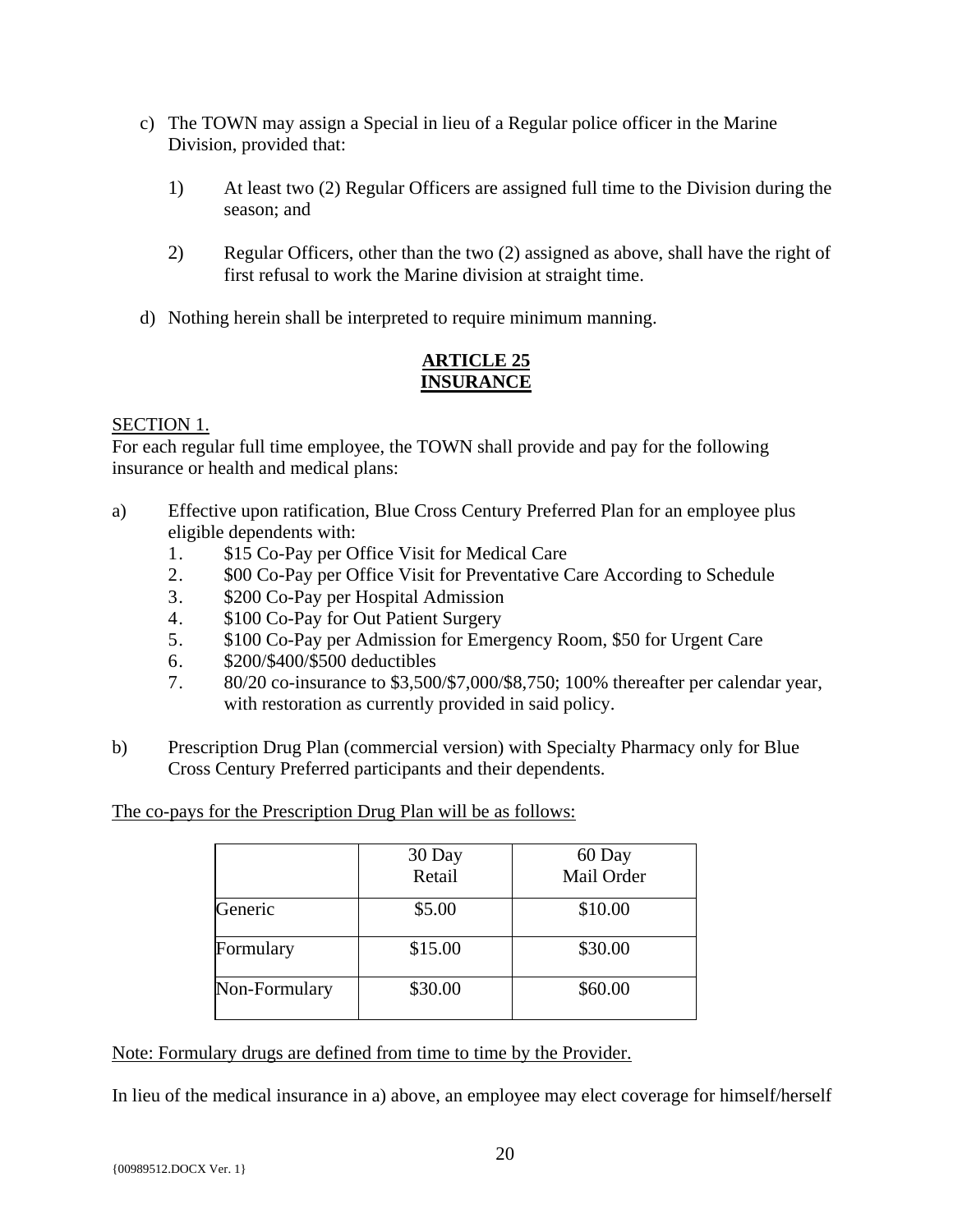c) The TOWN may assign a Special in lieu of a Regular police officer in the Marine Division, provided that:

   1) At least two (2) Regular Officers are assigned full time to the Division during the season; and

   2) Regular Officers, other than the two (2) assigned as above, shall have the right of first refusal to work the Marine division at straight time.

d) Nothing herein shall be interpreted to require minimum manning.

## ARTICLE 25
## INSURANCE

SECTION 1.
For each regular full time employee, the TOWN shall provide and pay for the following insurance or health and medical plans:

a) Effective upon ratification, Blue Cross Century Preferred Plan for an employee plus eligible dependents with:
   1. $15 Co-Pay per Office Visit for Medical Care
   2. $00 Co-Pay per Office Visit for Preventative Care According to Schedule
   3. $200 Co-Pay per Hospital Admission
   4. $100 Co-Pay for Out Patient Surgery
   5. $100 Co-Pay per Admission for Emergency Room, $50 for Urgent Care
   6. $200/$400/$500 deductibles
   7. 80/20 co-insurance to $3,500/$7,000/$8,750; 100% thereafter per calendar year, with restoration as currently provided in said policy.

b) Prescription Drug Plan (commercial version) with Specialty Pharmacy only for Blue Cross Century Preferred participants and their dependents.

The co-pays for the Prescription Drug Plan will be as follows:

| | 30 Day Retail | 60 Day Mail Order |
|---|---|---|
| Generic | $5.00 | $10.00 |
| Formulary | $15.00 | $30.00 |
| Non-Formulary | $30.00 | $60.00 |

Note: Formulary drugs are defined from time to time by the Provider.

In lieu of the medical insurance in a) above, an employee may elect coverage for himself/herself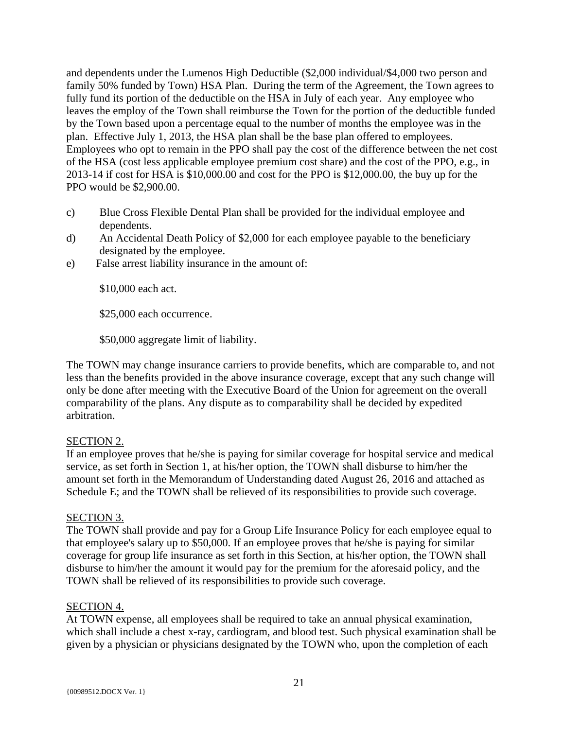and dependents under the Lumenos High Deductible ($2,000 individual/$4,000 two person and family 50% funded by Town) HSA Plan. During the term of the Agreement, the Town agrees to fully fund its portion of the deductible on the HSA in July of each year. Any employee who leaves the employ of the Town shall reimburse the Town for the portion of the deductible funded by the Town based upon a percentage equal to the number of months the employee was in the plan. Effective July 1, 2013, the HSA plan shall be the base plan offered to employees. Employees who opt to remain in the PPO shall pay the cost of the difference between the net cost of the HSA (cost less applicable employee premium cost share) and the cost of the PPO, e.g., in 2013-14 if cost for HSA is $10,000.00 and cost for the PPO is $12,000.00, the buy up for the PPO would be $2,900.00.

c) Blue Cross Flexible Dental Plan shall be provided for the individual employee and dependents.

d) An Accidental Death Policy of $2,000 for each employee payable to the beneficiary designated by the employee.

e) False arrest liability insurance in the amount of:

   $10,000 each act.

   $25,000 each occurrence.

   $50,000 aggregate limit of liability.

The TOWN may change insurance carriers to provide benefits, which are comparable to, and not less than the benefits provided in the above insurance coverage, except that any such change will only be done after meeting with the Executive Board of the Union for agreement on the overall comparability of the plans. Any dispute as to comparability shall be decided by expedited arbitration.

SECTION 2.
If an employee proves that he/she is paying for similar coverage for hospital service and medical service, as set forth in Section 1, at his/her option, the TOWN shall disburse to him/her the amount set forth in the Memorandum of Understanding dated August 26, 2016 and attached as Schedule E; and the TOWN shall be relieved of its responsibilities to provide such coverage.

SECTION 3.
The TOWN shall provide and pay for a Group Life Insurance Policy for each employee equal to that employee's salary up to $50,000. If an employee proves that he/she is paying for similar coverage for group life insurance as set forth in this Section, at his/her option, the TOWN shall disburse to him/her the amount it would pay for the premium for the aforesaid policy, and the TOWN shall be relieved of its responsibilities to provide such coverage.

SECTION 4.
At TOWN expense, all employees shall be required to take an annual physical examination, which shall include a chest x-ray, cardiogram, and blood test. Such physical examination shall be given by a physician or physicians designated by the TOWN who, upon the completion of each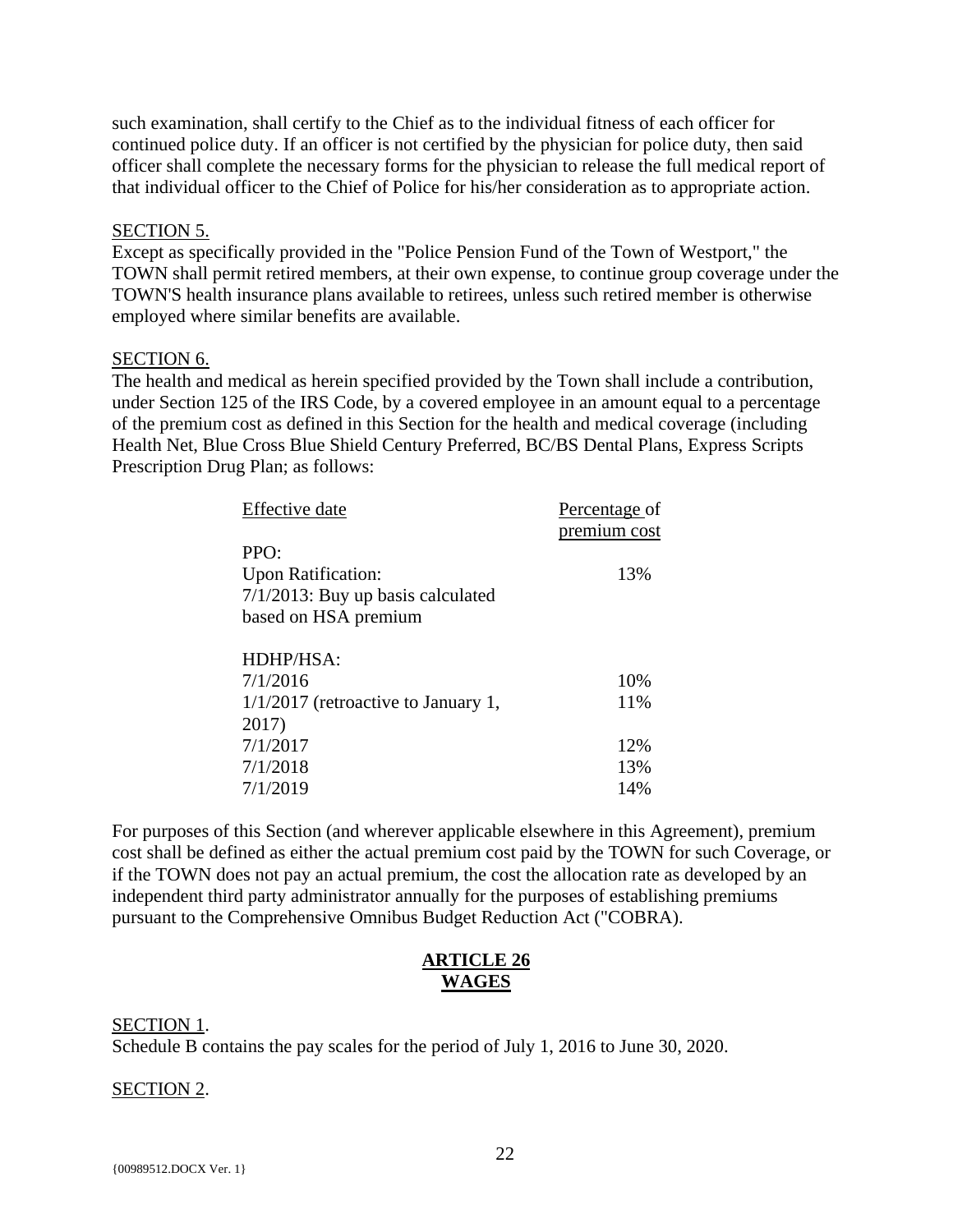such examination, shall certify to the Chief as to the individual fitness of each officer for continued police duty. If an officer is not certified by the physician for police duty, then said officer shall complete the necessary forms for the physician to release the full medical report of that individual officer to the Chief of Police for his/her consideration as to appropriate action.

SECTION 5.

Except as specifically provided in the "Police Pension Fund of the Town of Westport," the TOWN shall permit retired members, at their own expense, to continue group coverage under the TOWN'S health insurance plans available to retirees, unless such retired member is otherwise employed where similar benefits are available.

SECTION 6.

The health and medical as herein specified provided by the Town shall include a contribution, under Section 125 of the IRS Code, by a covered employee in an amount equal to a percentage of the premium cost as defined in this Section for the health and medical coverage (including Health Net, Blue Cross Blue Shield Century Preferred, BC/BS Dental Plans, Express Scripts Prescription Drug Plan; as follows:

| Effective date | Percentage of premium cost |
|---|---|
| PPO: | |
| Upon Ratification: | 13% |
| 7/1/2013: Buy up basis calculated based on HSA premium | |
| HDHP/HSA: | |
| 7/1/2016 | 10% |
| 1/1/2017 (retroactive to January 1, 2017) | 11% |
| 7/1/2017 | 12% |
| 7/1/2018 | 13% |
| 7/1/2019 | 14% |

For purposes of this Section (and wherever applicable elsewhere in this Agreement), premium cost shall be defined as either the actual premium cost paid by the TOWN for such Coverage, or if the TOWN does not pay an actual premium, the cost the allocation rate as developed by an independent third party administrator annually for the purposes of establishing premiums pursuant to the Comprehensive Omnibus Budget Reduction Act ("COBRA).

## ARTICLE 26
## WAGES

SECTION 1.

Schedule B contains the pay scales for the period of July 1, 2016 to June 30, 2020.

SECTION 2.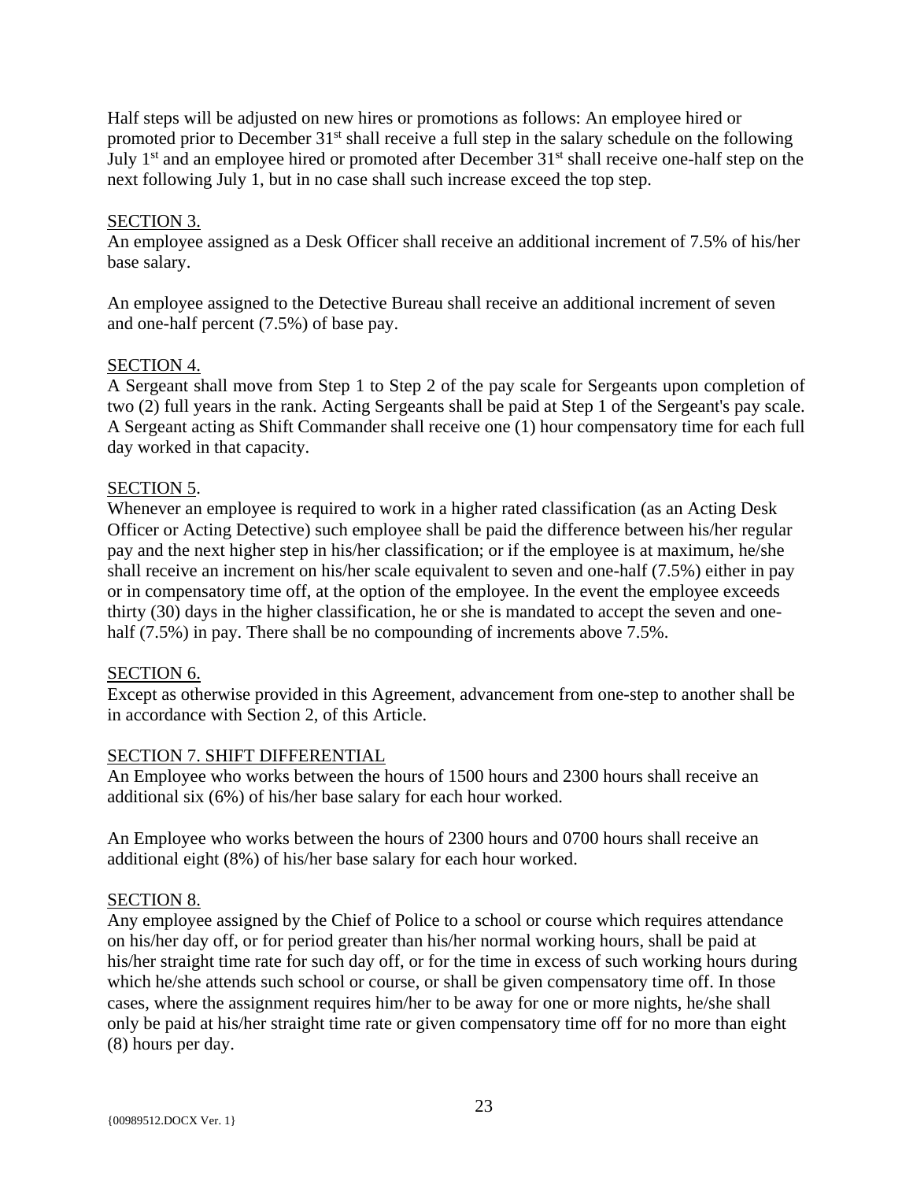Half steps will be adjusted on new hires or promotions as follows: An employee hired or promoted prior to December 31st shall receive a full step in the salary schedule on the following July 1st and an employee hired or promoted after December 31st shall receive one-half step on the next following July 1, but in no case shall such increase exceed the top step.

SECTION 3.

An employee assigned as a Desk Officer shall receive an additional increment of 7.5% of his/her base salary.

An employee assigned to the Detective Bureau shall receive an additional increment of seven and one-half percent (7.5%) of base pay.

SECTION 4.

A Sergeant shall move from Step 1 to Step 2 of the pay scale for Sergeants upon completion of two (2) full years in the rank. Acting Sergeants shall be paid at Step 1 of the Sergeant's pay scale. A Sergeant acting as Shift Commander shall receive one (1) hour compensatory time for each full day worked in that capacity.

SECTION 5.

Whenever an employee is required to work in a higher rated classification (as an Acting Desk Officer or Acting Detective) such employee shall be paid the difference between his/her regular pay and the next higher step in his/her classification; or if the employee is at maximum, he/she shall receive an increment on his/her scale equivalent to seven and one-half (7.5%) either in pay or in compensatory time off, at the option of the employee. In the event the employee exceeds thirty (30) days in the higher classification, he or she is mandated to accept the seven and one-half (7.5%) in pay. There shall be no compounding of increments above 7.5%.

SECTION 6.

Except as otherwise provided in this Agreement, advancement from one-step to another shall be in accordance with Section 2, of this Article.

SECTION 7. SHIFT DIFFERENTIAL

An Employee who works between the hours of 1500 hours and 2300 hours shall receive an additional six (6%) of his/her base salary for each hour worked.

An Employee who works between the hours of 2300 hours and 0700 hours shall receive an additional eight (8%) of his/her base salary for each hour worked.

SECTION 8.

Any employee assigned by the Chief of Police to a school or course which requires attendance on his/her day off, or for period greater than his/her normal working hours, shall be paid at his/her straight time rate for such day off, or for the time in excess of such working hours during which he/she attends such school or course, or shall be given compensatory time off. In those cases, where the assignment requires him/her to be away for one or more nights, he/she shall only be paid at his/her straight time rate or given compensatory time off for no more than eight (8) hours per day.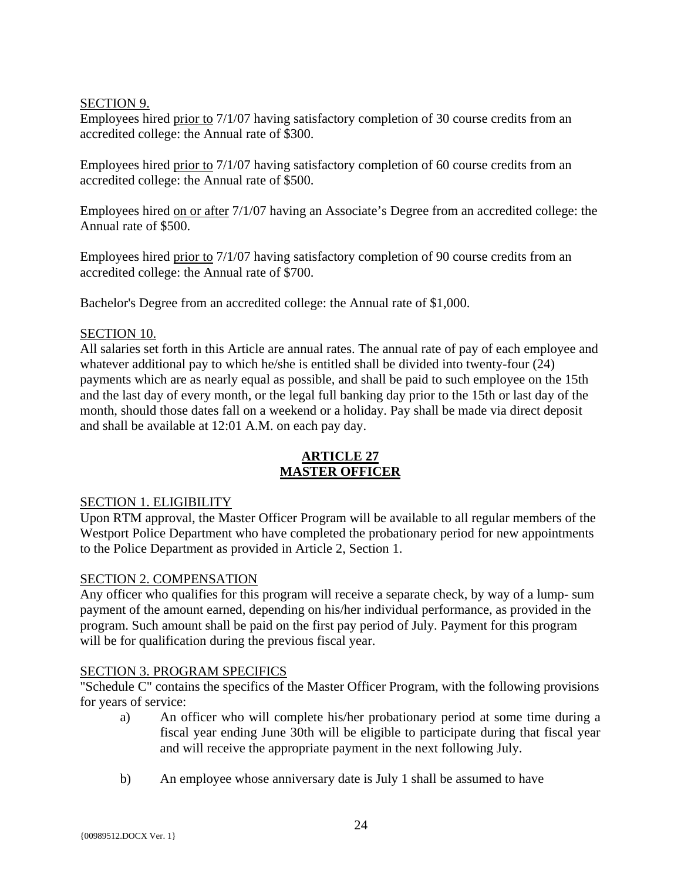SECTION 9.

Employees hired prior to 7/1/07 having satisfactory completion of 30 course credits from an accredited college: the Annual rate of $300.

Employees hired prior to 7/1/07 having satisfactory completion of 60 course credits from an accredited college: the Annual rate of $500.

Employees hired on or after 7/1/07 having an Associate's Degree from an accredited college: the Annual rate of $500.

Employees hired prior to 7/1/07 having satisfactory completion of 90 course credits from an accredited college: the Annual rate of $700.

Bachelor's Degree from an accredited college: the Annual rate of $1,000.

SECTION 10.

All salaries set forth in this Article are annual rates. The annual rate of pay of each employee and whatever additional pay to which he/she is entitled shall be divided into twenty-four (24) payments which are as nearly equal as possible, and shall be paid to such employee on the 15th and the last day of every month, or the legal full banking day prior to the 15th or last day of the month, should those dates fall on a weekend or a holiday. Pay shall be made via direct deposit and shall be available at 12:01 A.M. on each pay day.

## ARTICLE 27
## MASTER OFFICER

SECTION 1. ELIGIBILITY

Upon RTM approval, the Master Officer Program will be available to all regular members of the Westport Police Department who have completed the probationary period for new appointments to the Police Department as provided in Article 2, Section 1.

SECTION 2. COMPENSATION

Any officer who qualifies for this program will receive a separate check, by way of a lump- sum payment of the amount earned, depending on his/her individual performance, as provided in the program. Such amount shall be paid on the first pay period of July. Payment for this program will be for qualification during the previous fiscal year.

SECTION 3. PROGRAM SPECIFICS

"Schedule C" contains the specifics of the Master Officer Program, with the following provisions for years of service:

a) An officer who will complete his/her probationary period at some time during a fiscal year ending June 30th will be eligible to participate during that fiscal year and will receive the appropriate payment in the next following July.

b) An employee whose anniversary date is July 1 shall be assumed to have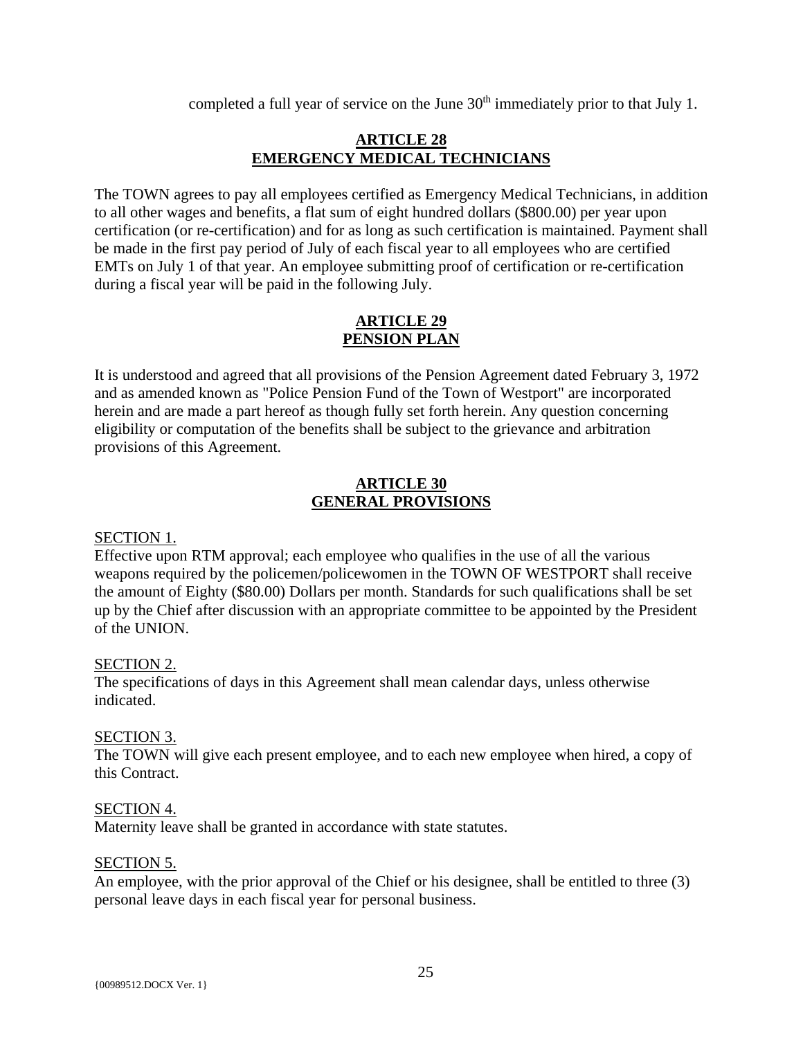completed a full year of service on the June 30th immediately prior to that July 1.

## ARTICLE 28
## EMERGENCY MEDICAL TECHNICIANS

The TOWN agrees to pay all employees certified as Emergency Medical Technicians, in addition to all other wages and benefits, a flat sum of eight hundred dollars ($800.00) per year upon certification (or re-certification) and for as long as such certification is maintained. Payment shall be made in the first pay period of July of each fiscal year to all employees who are certified EMTs on July 1 of that year. An employee submitting proof of certification or re-certification during a fiscal year will be paid in the following July.

## ARTICLE 29
## PENSION PLAN

It is understood and agreed that all provisions of the Pension Agreement dated February 3, 1972 and as amended known as "Police Pension Fund of the Town of Westport" are incorporated herein and are made a part hereof as though fully set forth herein. Any question concerning eligibility or computation of the benefits shall be subject to the grievance and arbitration provisions of this Agreement.

## ARTICLE 30
## GENERAL PROVISIONS

SECTION 1.
Effective upon RTM approval; each employee who qualifies in the use of all the various weapons required by the policemen/policewomen in the TOWN OF WESTPORT shall receive the amount of Eighty ($80.00) Dollars per month. Standards for such qualifications shall be set up by the Chief after discussion with an appropriate committee to be appointed by the President of the UNION.

SECTION 2.
The specifications of days in this Agreement shall mean calendar days, unless otherwise indicated.

SECTION 3.
The TOWN will give each present employee, and to each new employee when hired, a copy of this Contract.

SECTION 4.
Maternity leave shall be granted in accordance with state statutes.

SECTION 5.
An employee, with the prior approval of the Chief or his designee, shall be entitled to three (3) personal leave days in each fiscal year for personal business.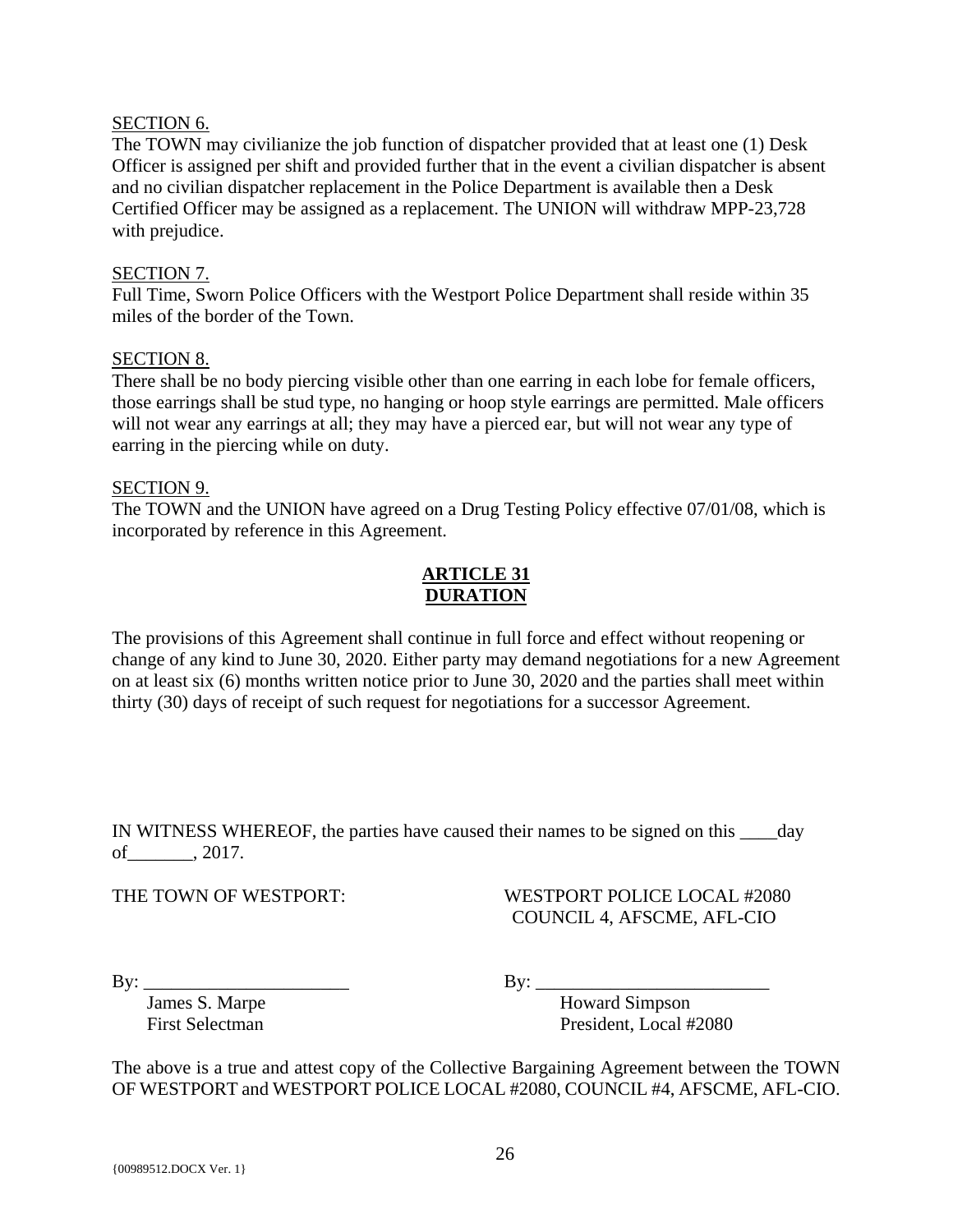SECTION 6.

The TOWN may civilianize the job function of dispatcher provided that at least one (1) Desk Officer is assigned per shift and provided further that in the event a civilian dispatcher is absent and no civilian dispatcher replacement in the Police Department is available then a Desk Certified Officer may be assigned as a replacement. The UNION will withdraw MPP-23,728 with prejudice.

SECTION 7.

Full Time, Sworn Police Officers with the Westport Police Department shall reside within 35 miles of the border of the Town.

SECTION 8.

There shall be no body piercing visible other than one earring in each lobe for female officers, those earrings shall be stud type, no hanging or hoop style earrings are permitted. Male officers will not wear any earrings at all; they may have a pierced ear, but will not wear any type of earring in the piercing while on duty.

SECTION 9.

The TOWN and the UNION have agreed on a Drug Testing Policy effective 07/01/08, which is incorporated by reference in this Agreement.

## ARTICLE 31
## DURATION

The provisions of this Agreement shall continue in full force and effect without reopening or change of any kind to June 30, 2020. Either party may demand negotiations for a new Agreement on at least six (6) months written notice prior to June 30, 2020 and the parties shall meet within thirty (30) days of receipt of such request for negotiations for a successor Agreement.

IN WITNESS WHEREOF, the parties have caused their names to be signed on this ____day of_______, 2017.

THE TOWN OF WESTPORT:

By: _____________________
James S. Marpe
First Selectman

WESTPORT POLICE LOCAL #2080
COUNCIL 4, AFSCME, AFL-CIO

By: ________________________
Howard Simpson
President, Local #2080

The above is a true and attest copy of the Collective Bargaining Agreement between the TOWN OF WESTPORT and WESTPORT POLICE LOCAL #2080, COUNCIL #4, AFSCME, AFL-CIO.

{00989512.DOCX Ver. 1}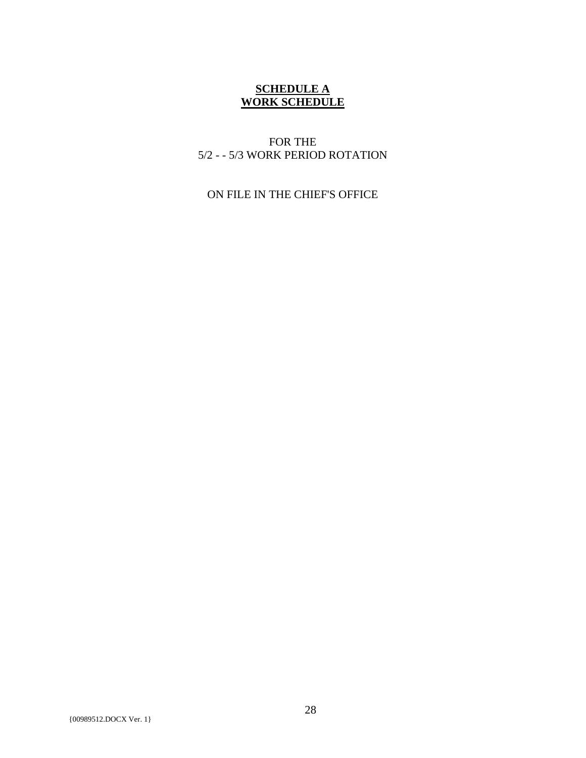# **SCHEDULE A**
# **WORK SCHEDULE**

FOR THE
5/2 - - 5/3 WORK PERIOD ROTATION

ON FILE IN THE CHIEF'S OFFICE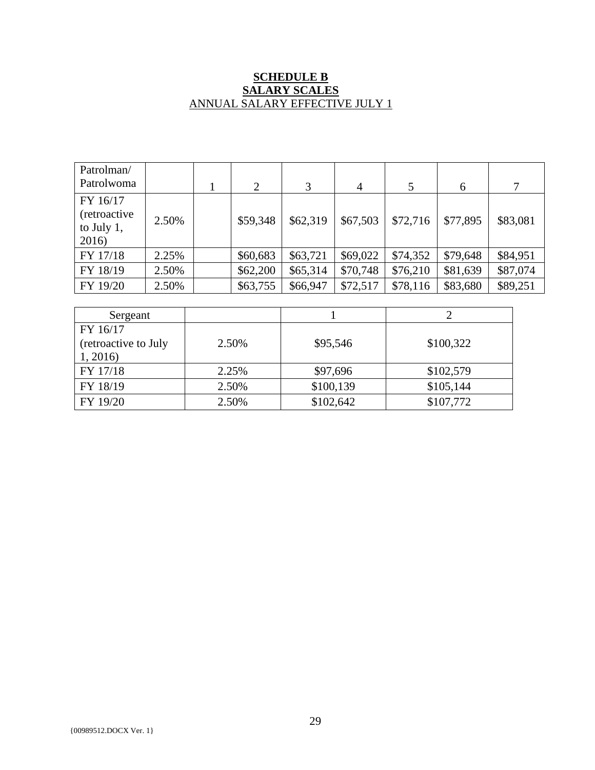**SCHEDULE B**
**SALARY SCALES**
ANNUAL SALARY EFFECTIVE JULY 1

| Patrolman/ Patrolwoma | | 1 | 2 | 3 | 4 | 5 | 6 | 7 |
|---|---|---|---|---|---|---|---|---|
| FY 16/17 (retroactive to July 1, 2016) | 2.50% | | $59,348 | $62,319 | $67,503 | $72,716 | $77,895 | $83,081 |
| FY 17/18 | 2.25% | | $60,683 | $63,721 | $69,022 | $74,352 | $79,648 | $84,951 |
| FY 18/19 | 2.50% | | $62,200 | $65,314 | $70,748 | $76,210 | $81,639 | $87,074 |
| FY 19/20 | 2.50% | | $63,755 | $66,947 | $72,517 | $78,116 | $83,680 | $89,251 |

| Sergeant | | 1 | 2 |
|---|---|---|---|
| FY 16/17 (retroactive to July 1, 2016) | 2.50% | $95,546 | $100,322 |
| FY 17/18 | 2.25% | $97,696 | $102,579 |
| FY 18/19 | 2.50% | $100,139 | $105,144 |
| FY 19/20 | 2.50% | $102,642 | $107,772 |

{00989512.DOCX Ver. 1}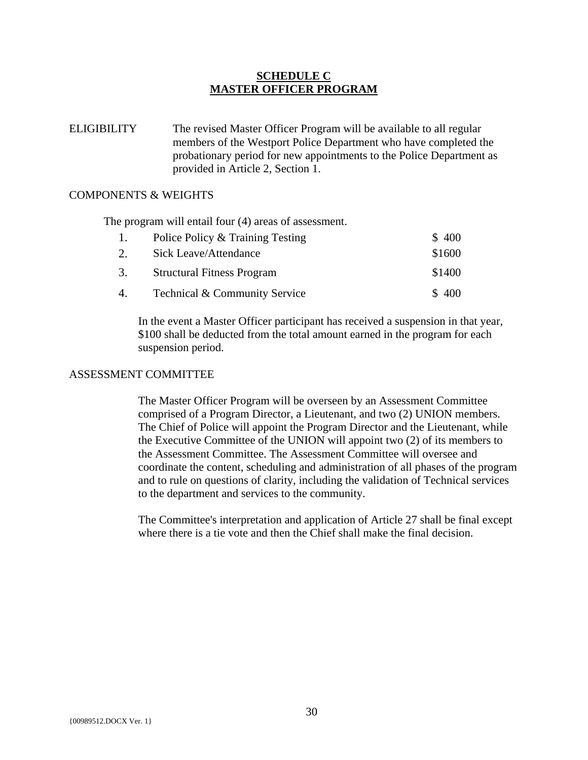# SCHEDULE C
# MASTER OFFICER PROGRAM

ELIGIBILITY The revised Master Officer Program will be available to all regular members of the Westport Police Department who have completed the probationary period for new appointments to the Police Department as provided in Article 2, Section 1.

COMPONENTS & WEIGHTS

The program will entail four (4) areas of assessment.

| | | |
|---|---|---|
| 1. | Police Policy & Training Testing | $ 400 |
| 2. | Sick Leave/Attendance | $1600 |
| 3. | Structural Fitness Program | $1400 |
| 4. | Technical & Community Service | $ 400 |

In the event a Master Officer participant has received a suspension in that year, $100 shall be deducted from the total amount earned in the program for each suspension period.

ASSESSMENT COMMITTEE

The Master Officer Program will be overseen by an Assessment Committee comprised of a Program Director, a Lieutenant, and two (2) UNION members. The Chief of Police will appoint the Program Director and the Lieutenant, while the Executive Committee of the UNION will appoint two (2) of its members to the Assessment Committee. The Assessment Committee will oversee and coordinate the content, scheduling and administration of all phases of the program and to rule on questions of clarity, including the validation of Technical services to the department and services to the community.

The Committee's interpretation and application of Article 27 shall be final except where there is a tie vote and then the Chief shall make the final decision.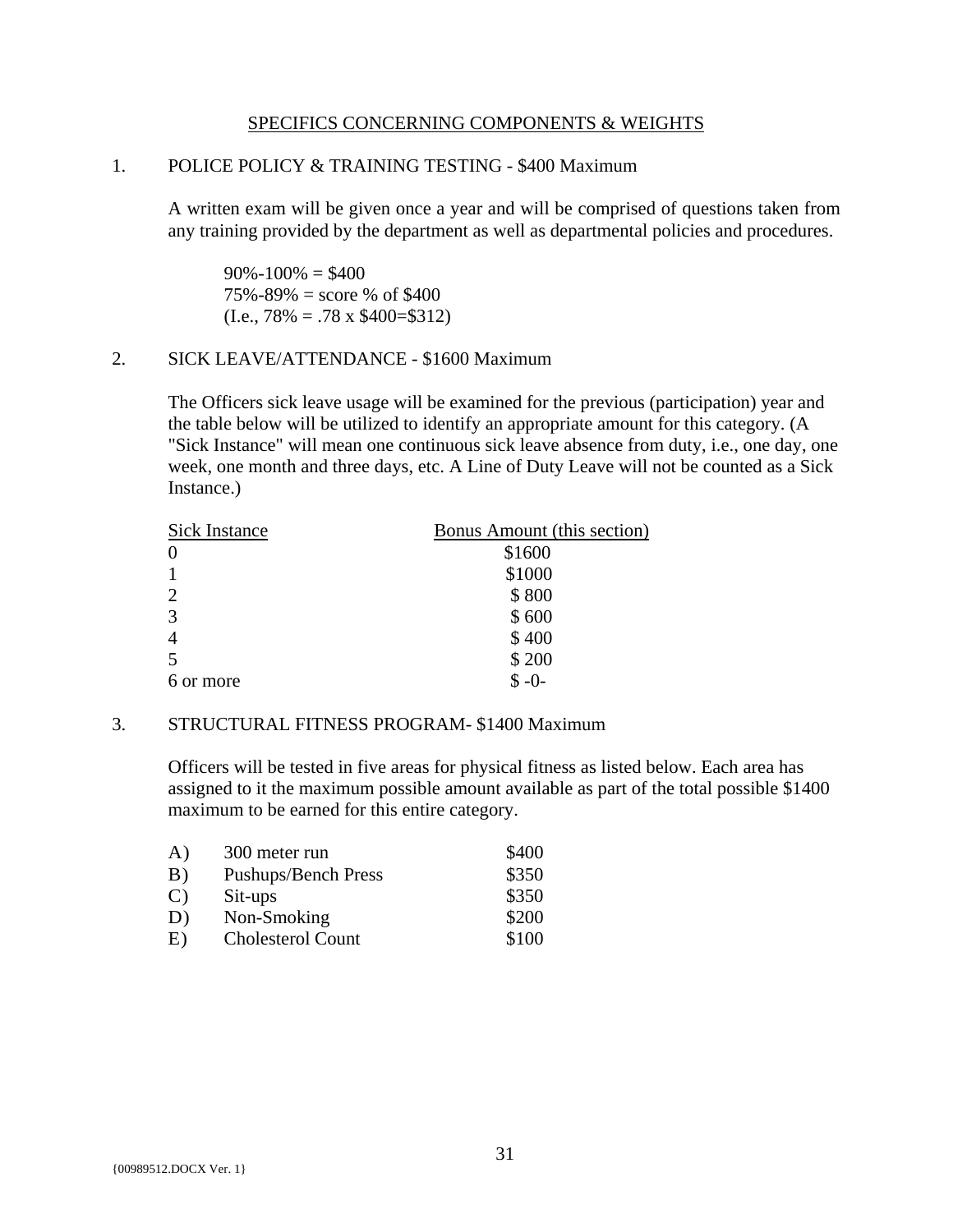## SPECIFICS CONCERNING COMPONENTS & WEIGHTS

1. POLICE POLICY & TRAINING TESTING - $400 Maximum

   A written exam will be given once a year and will be comprised of questions taken from any training provided by the department as well as departmental policies and procedures.

   90%-100% = $400
   75%-89% = score % of $400
   (I.e., 78% = .78 x $400=$312)

2. SICK LEAVE/ATTENDANCE - $1600 Maximum

   The Officers sick leave usage will be examined for the previous (participation) year and the table below will be utilized to identify an appropriate amount for this category. (A "Sick Instance" will mean one continuous sick leave absence from duty, i.e., one day, one week, one month and three days, etc. A Line of Duty Leave will not be counted as a Sick Instance.)

| Sick Instance | Bonus Amount (this section) |
|---|---|
| 0 | $1600 |
| 1 | $1000 |
| 2 | $ 800 |
| 3 | $ 600 |
| 4 | $ 400 |
| 5 | $ 200 |
| 6 or more | $ -0- |

3. STRUCTURAL FITNESS PROGRAM- $1400 Maximum

   Officers will be tested in five areas for physical fitness as listed below. Each area has assigned to it the maximum possible amount available as part of the total possible $1400 maximum to be earned for this entire category.

| | | |
|---|---|---|
| A) | 300 meter run | $400 |
| B) | Pushups/Bench Press | $350 |
| C) | Sit-ups | $350 |
| D) | Non-Smoking | $200 |
| E) | Cholesterol Count | $100 |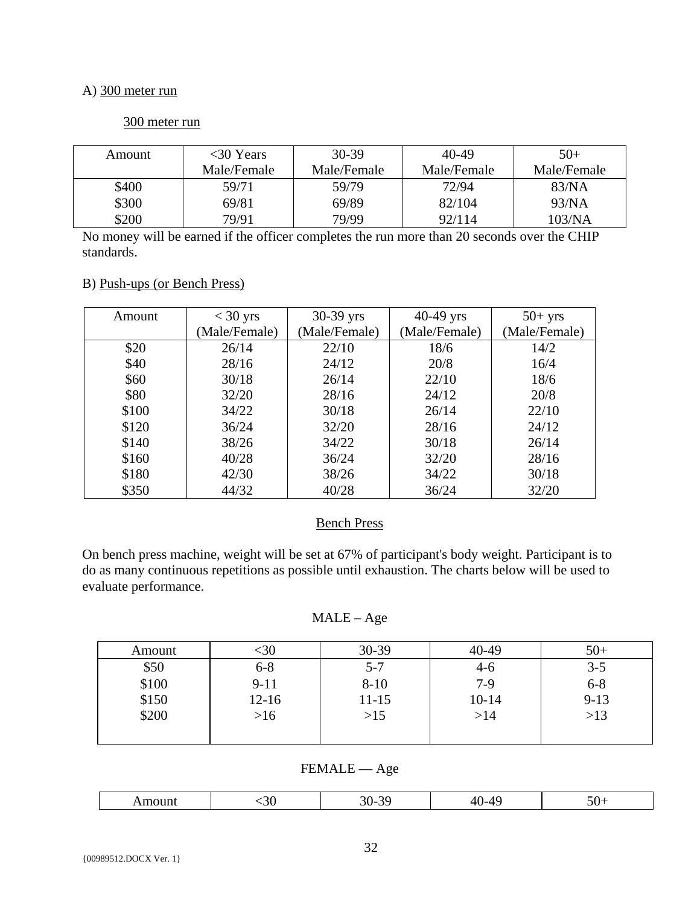A) 300 meter run

300 meter run

| Amount | <30 Years Male/Female | 30-39 Male/Female | 40-49 Male/Female | 50+ Male/Female |
|---|---|---|---|---|
| $400 | 59/71 | 59/79 | 72/94 | 83/NA |
| $300 | 69/81 | 69/89 | 82/104 | 93/NA |
| $200 | 79/91 | 79/99 | 92/114 | 103/NA |

No money will be earned if the officer completes the run more than 20 seconds over the CHIP standards.

B) Push-ups (or Bench Press)

| Amount | < 30 yrs (Male/Female) | 30-39 yrs (Male/Female) | 40-49 yrs (Male/Female) | 50+ yrs (Male/Female) |
|---|---|---|---|---|
| $20 | 26/14 | 22/10 | 18/6 | 14/2 |
| $40 | 28/16 | 24/12 | 20/8 | 16/4 |
| $60 | 30/18 | 26/14 | 22/10 | 18/6 |
| $80 | 32/20 | 28/16 | 24/12 | 20/8 |
| $100 | 34/22 | 30/18 | 26/14 | 22/10 |
| $120 | 36/24 | 32/20 | 28/16 | 24/12 |
| $140 | 38/26 | 34/22 | 30/18 | 26/14 |
| $160 | 40/28 | 36/24 | 32/20 | 28/16 |
| $180 | 42/30 | 38/26 | 34/22 | 30/18 |
| $350 | 44/32 | 40/28 | 36/24 | 32/20 |

Bench Press

On bench press machine, weight will be set at 67% of participant's body weight. Participant is to do as many continuous repetitions as possible until exhaustion. The charts below will be used to evaluate performance.

MALE – Age

| Amount | <30 | 30-39 | 40-49 | 50+ |
|---|---|---|---|---|
| $50 | 6-8 | 5-7 | 4-6 | 3-5 |
| $100 | 9-11 | 8-10 | 7-9 | 6-8 |
| $150 | 12-16 | 11-15 | 10-14 | 9-13 |
| $200 | >16 | >15 | >14 | >13 |

FEMALE — Age

| Amount | <30 | 30-39 | 40-49 | 50+ |
|---|---|---|---|---|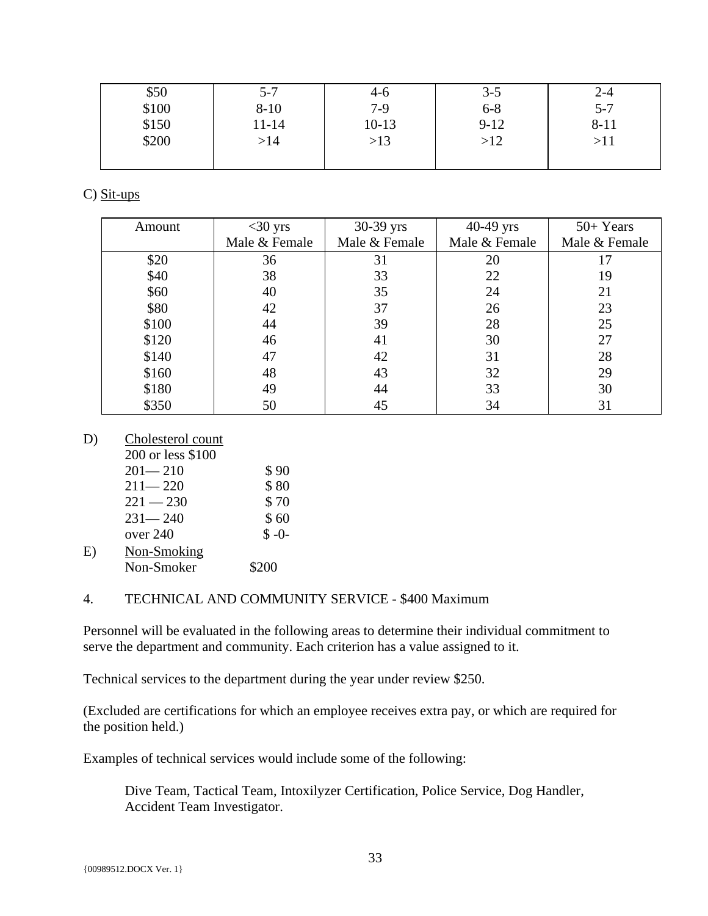| | | | | |
|---|---|---|---|---|
| $50 | 5-7 | 4-6 | 3-5 | 2-4 |
| $100 | 8-10 | 7-9 | 6-8 | 5-7 |
| $150 | 11-14 | 10-13 | 9-12 | 8-11 |
| $200 | >14 | >13 | >12 | >11 |

C) Sit-ups

| Amount | <30 yrs Male & Female | 30-39 yrs Male & Female | 40-49 yrs Male & Female | 50+ Years Male & Female |
|---|---|---|---|---|
| $20 | 36 | 31 | 20 | 17 |
| $40 | 38 | 33 | 22 | 19 |
| $60 | 40 | 35 | 24 | 21 |
| $80 | 42 | 37 | 26 | 23 |
| $100 | 44 | 39 | 28 | 25 |
| $120 | 46 | 41 | 30 | 27 |
| $140 | 47 | 42 | 31 | 28 |
| $160 | 48 | 43 | 32 | 29 |
| $180 | 49 | 44 | 33 | 30 |
| $350 | 50 | 45 | 34 | 31 |

D) Cholesterol count

200 or less $100
201— 210 $ 90
211— 220 $ 80
221 — 230 $ 70
231— 240 $ 60
over 240 $ -0-

E) Non-Smoking

Non-Smoker $200

4. TECHNICAL AND COMMUNITY SERVICE - $400 Maximum

Personnel will be evaluated in the following areas to determine their individual commitment to serve the department and community. Each criterion has a value assigned to it.

Technical services to the department during the year under review $250.

(Excluded are certifications for which an employee receives extra pay, or which are required for the position held.)

Examples of technical services would include some of the following:

Dive Team, Tactical Team, Intoxilyzer Certification, Police Service, Dog Handler, Accident Team Investigator.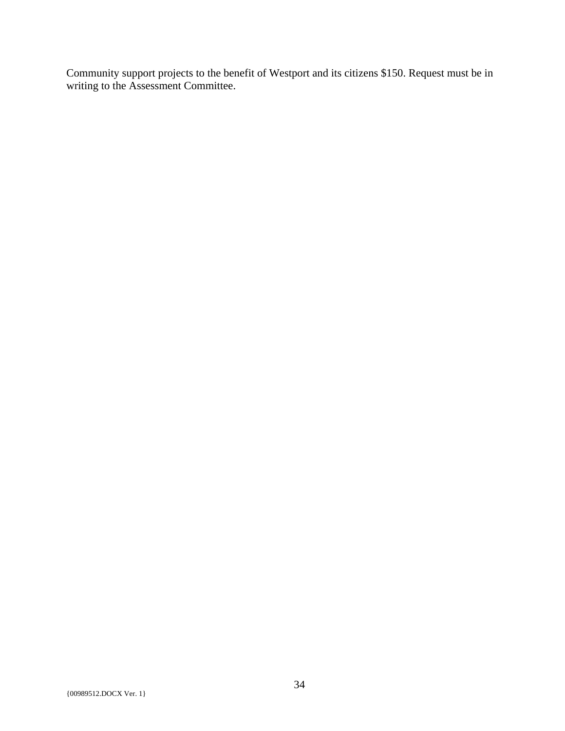Community support projects to the benefit of Westport and its citizens $150. Request must be in writing to the Assessment Committee.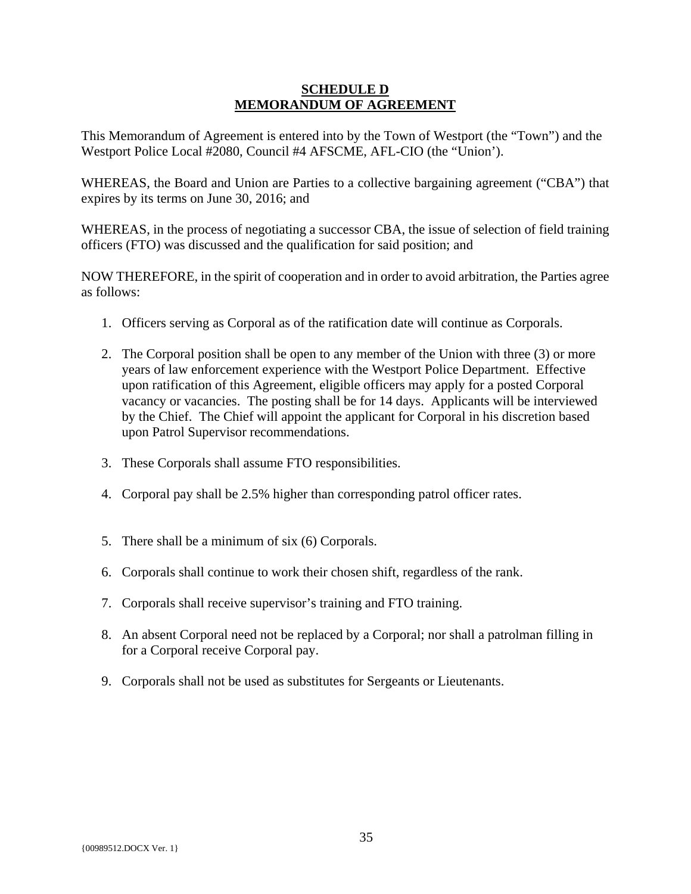# SCHEDULE D
# MEMORANDUM OF AGREEMENT

This Memorandum of Agreement is entered into by the Town of Westport (the "Town") and the Westport Police Local #2080, Council #4 AFSCME, AFL-CIO (the "Union').

WHEREAS, the Board and Union are Parties to a collective bargaining agreement ("CBA") that expires by its terms on June 30, 2016; and

WHEREAS, in the process of negotiating a successor CBA, the issue of selection of field training officers (FTO) was discussed and the qualification for said position; and

NOW THEREFORE, in the spirit of cooperation and in order to avoid arbitration, the Parties agree as follows:

1. Officers serving as Corporal as of the ratification date will continue as Corporals.
2. The Corporal position shall be open to any member of the Union with three (3) or more years of law enforcement experience with the Westport Police Department. Effective upon ratification of this Agreement, eligible officers may apply for a posted Corporal vacancy or vacancies. The posting shall be for 14 days. Applicants will be interviewed by the Chief. The Chief will appoint the applicant for Corporal in his discretion based upon Patrol Supervisor recommendations.
3. These Corporals shall assume FTO responsibilities.
4. Corporal pay shall be 2.5% higher than corresponding patrol officer rates.
5. There shall be a minimum of six (6) Corporals.
6. Corporals shall continue to work their chosen shift, regardless of the rank.
7. Corporals shall receive supervisor's training and FTO training.
8. An absent Corporal need not be replaced by a Corporal; nor shall a patrolman filling in for a Corporal receive Corporal pay.
9. Corporals shall not be used as substitutes for Sergeants or Lieutenants.

{00989512.DOCX Ver. 1}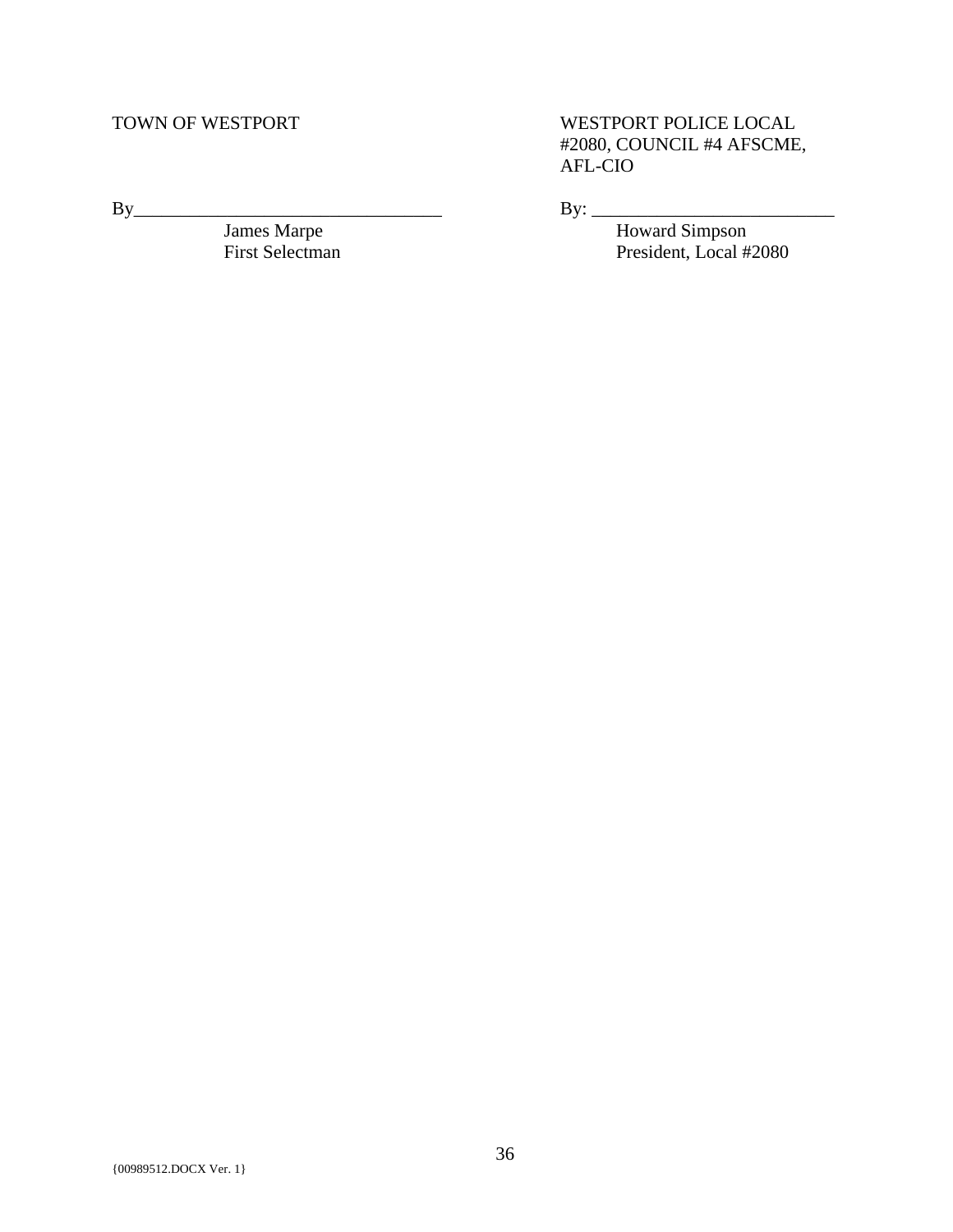| TOWN OF WESTPORT | WESTPORT POLICE LOCAL #2080, COUNCIL #4 AFSCME, AFL-CIO |
|---|---|
| By_________________________________ | By: __________________________ |
| James Marpe<br>First Selectman | Howard Simpson<br>President, Local #2080 |

{00989512.DOCX Ver. 1}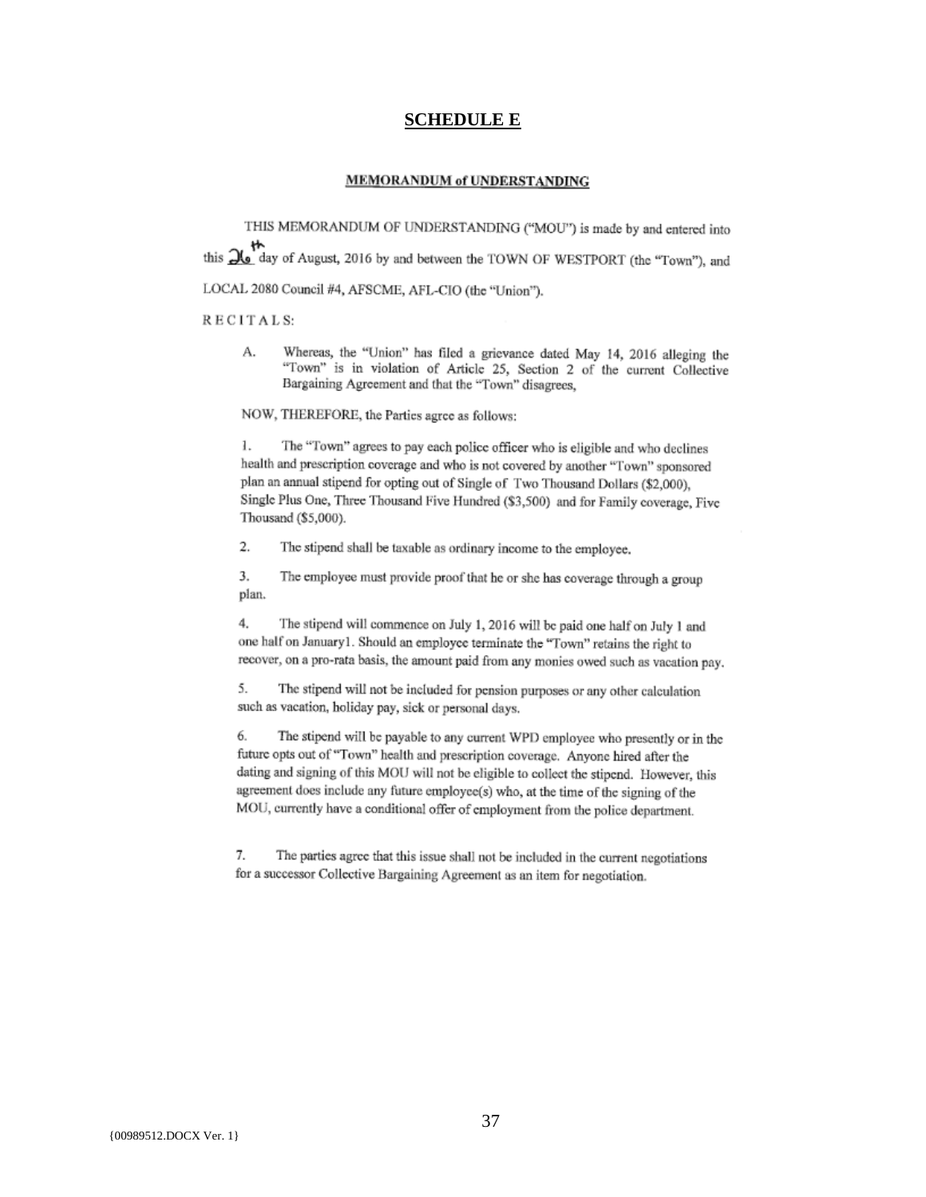# SCHEDULE E

## MEMORANDUM of UNDERSTANDING

THIS MEMORANDUM OF UNDERSTANDING ("MOU") is made by and entered into this 26th day of August, 2016 by and between the TOWN OF WESTPORT (the "Town"), and LOCAL 2080 Council #4, AFSCME, AFL-CIO (the "Union").

RECITALS:

A. Whereas, the "Union" has filed a grievance dated May 14, 2016 alleging the "Town" is in violation of Article 25, Section 2 of the current Collective Bargaining Agreement and that the "Town" disagrees,

NOW, THEREFORE, the Parties agree as follows:

1. The "Town" agrees to pay each police officer who is eligible and who declines health and prescription coverage and who is not covered by another "Town" sponsored plan an annual stipend for opting out of Single of Two Thousand Dollars ($2,000), Single Plus One, Three Thousand Five Hundred ($3,500) and for Family coverage, Five Thousand ($5,000).

2. The stipend shall be taxable as ordinary income to the employee.

3. The employee must provide proof that he or she has coverage through a group plan.

4. The stipend will commence on July 1, 2016 will be paid one half on July 1 and one half on January1. Should an employee terminate the "Town" retains the right to recover, on a pro-rata basis, the amount paid from any monies owed such as vacation pay.

5. The stipend will not be included for pension purposes or any other calculation such as vacation, holiday pay, sick or personal days.

6. The stipend will be payable to any current WPD employee who presently or in the future opts out of "Town" health and prescription coverage. Anyone hired after the dating and signing of this MOU will not be eligible to collect the stipend. However, this agreement does include any future employee(s) who, at the time of the signing of the MOU, currently have a conditional offer of employment from the police department.

7. The parties agree that this issue shall not be included in the current negotiations for a successor Collective Bargaining Agreement as an item for negotiation.

{00989512.DOCX Ver. 1}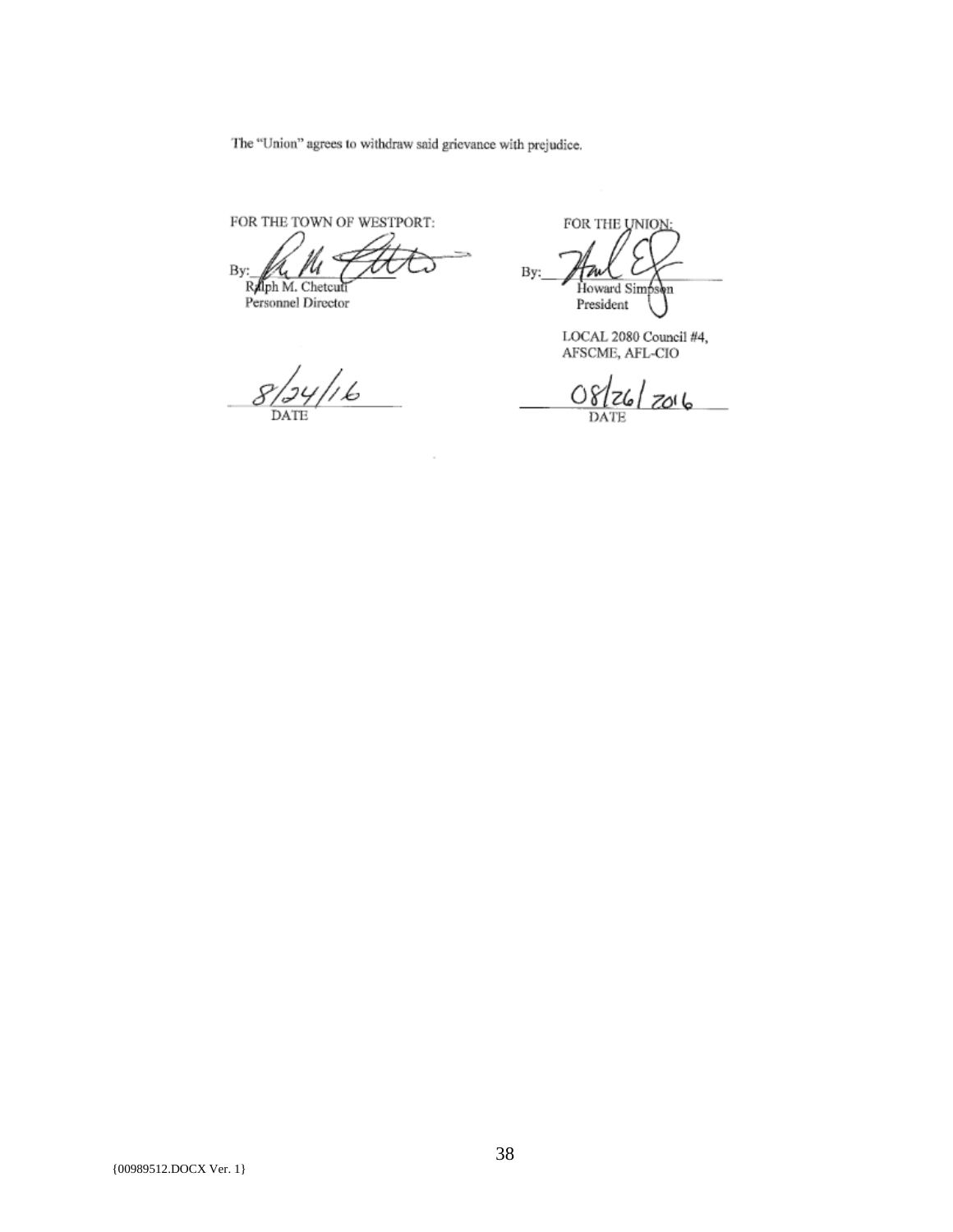The "Union" agrees to withdraw said grievance with prejudice.

FOR THE TOWN OF WESTPORT:

By:\_\_\_\_\_\_\_\_\_\_\_\_\_\_\_\_\_\_\_\_
Ralph M. Chetcuti
Personnel Director

8/24/16
DATE

FOR THE UNION:

By:\_\_\_\_\_\_\_\_\_\_\_\_\_\_\_\_\_\_\_\_
Howard Simpson
President

LOCAL 2080 Council #4,
AFSCME, AFL-CIO

08/26/2016
DATE

{00989512.DOCX Ver. 1}